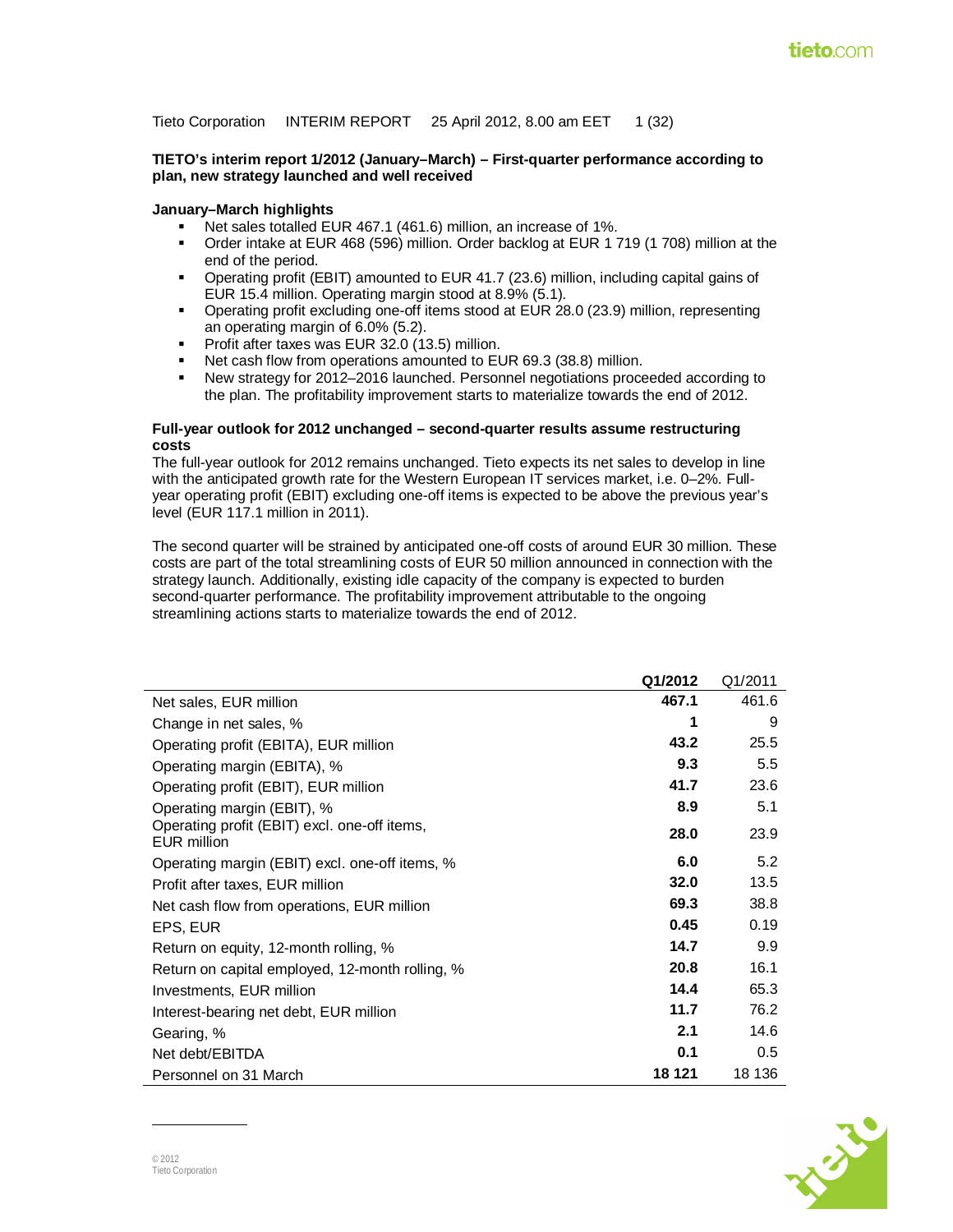Tieto Corporation INTERIM REPORT 25 April 2012, 8.00 am EET

## TIETO's interim report 1/2012 (January–March) – First-quarter performance according to plan, new strategy launched and well received

### January–March highlights

- Net sales totalled EUR 467.1 (461.6) million, an increase of 1%.
- Order intake at EUR 468 (596) million. Order backlog at EUR 1 719 (1 708) million at the end of the period.
- Operating profit (EBIT) amounted to EUR 41.7 (23.6) million, including capital gains of EUR 15.4 million. Operating margin stood at 8.9% (5.1).
- Operating profit excluding one-off items stood at EUR 28.0 (23.9) million, representing an operating margin of 6.0% (5.2).
- Profit after taxes was EUR 32.0 (13.5) million.
- Net cash flow from operations amounted to EUR 69.3 (38.8) million.
- New strategy for 2012–2016 launched. Personnel negotiations proceeded according to the plan. The profitability improvement starts to materialize towards the end of 2012.

### Full-year outlook for 2012 unchanged – second-quarter results assume restructuring costs

The full-year outlook for 2012 remains unchanged. Tieto expects its net sales to develop in line with the anticipated growth rate for the Western European IT services market, i.e. 0–2%. Full-year operating profit (EBIT) excluding one-off items is expected to be above the previous year's level (EUR 117.1 million in 2011).

The second quarter will be strained by anticipated one-off costs of around EUR 30 million. These costs are part of the total streamlining costs of EUR 50 million announced in connection with the strategy launch. Additionally, existing idle capacity of the company is expected to burden second-quarter performance. The profitability improvement attributable to the ongoing streamlining actions starts to materialize towards the end of 2012.

| | **Q1/2012** | Q1/2011 |
|---|---|---|
| Net sales, EUR million | **467.1** | 461.6 |
| Change in net sales, % | **1** | 9 |
| Operating profit (EBITA), EUR million | **43.2** | 25.5 |
| Operating margin (EBITA), % | **9.3** | 5.5 |
| Operating profit (EBIT), EUR million | **41.7** | 23.6 |
| Operating margin (EBIT), % | **8.9** | 5.1 |
| Operating profit (EBIT) excl. one-off items, EUR million | **28.0** | 23.9 |
| Operating margin (EBIT) excl. one-off items, % | **6.0** | 5.2 |
| Profit after taxes, EUR million | **32.0** | 13.5 |
| Net cash flow from operations, EUR million | **69.3** | 38.8 |
| EPS, EUR | **0.45** | 0.19 |
| Return on equity, 12-month rolling, % | **14.7** | 9.9 |
| Return on capital employed, 12-month rolling, % | **20.8** | 16.1 |
| Investments, EUR million | **14.4** | 65.3 |
| Interest-bearing net debt, EUR million | **11.7** | 76.2 |
| Gearing, % | **2.1** | 14.6 |
| Net debt/EBITDA | **0.1** | 0.5 |
| Personnel on 31 March | **18 121** | 18 136 |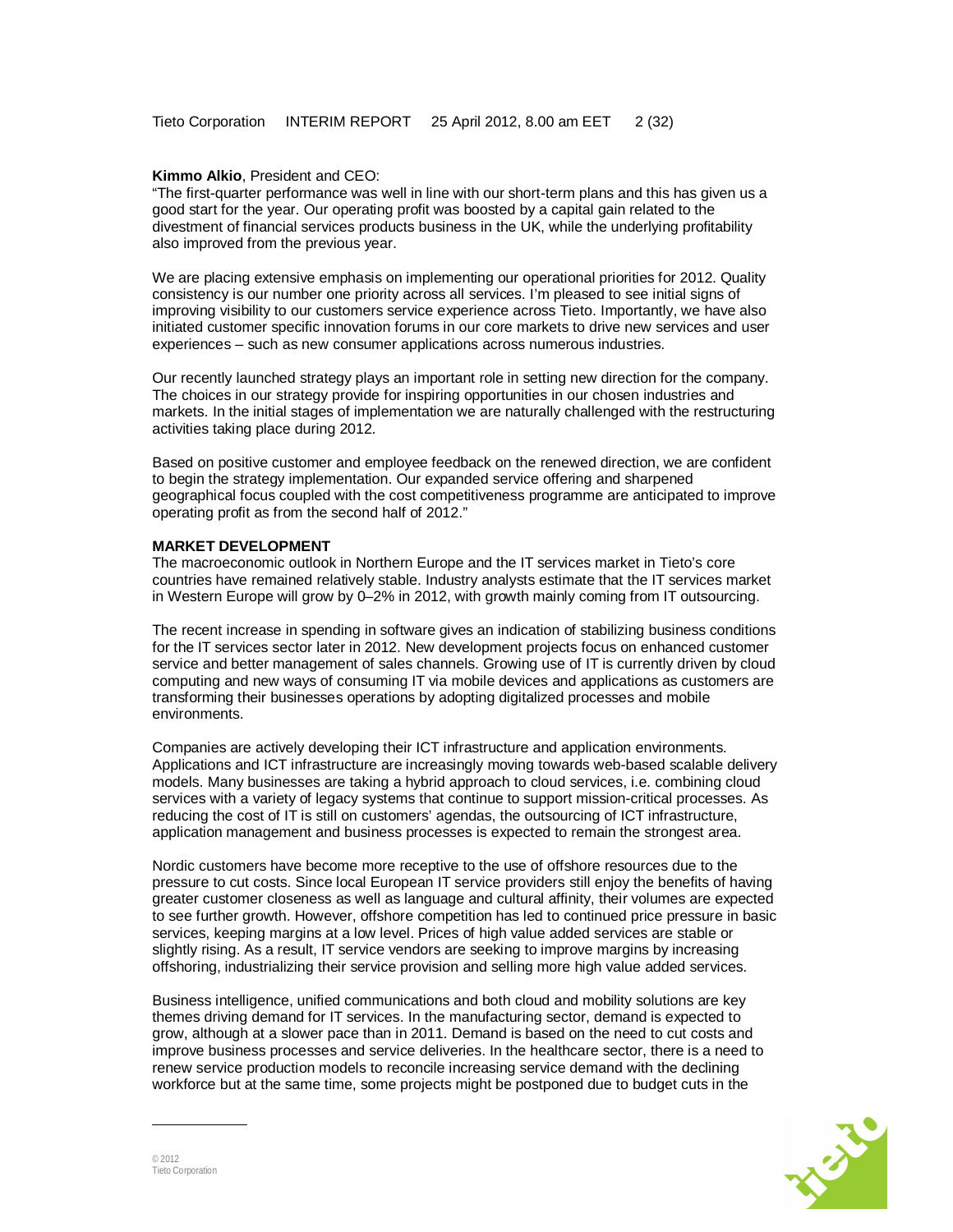**Kimmo Alkio**, President and CEO:

"The first-quarter performance was well in line with our short-term plans and this has given us a good start for the year. Our operating profit was boosted by a capital gain related to the divestment of financial services products business in the UK, while the underlying profitability also improved from the previous year.

We are placing extensive emphasis on implementing our operational priorities for 2012. Quality consistency is our number one priority across all services. I'm pleased to see initial signs of improving visibility to our customers service experience across Tieto. Importantly, we have also initiated customer specific innovation forums in our core markets to drive new services and user experiences – such as new consumer applications across numerous industries.

Our recently launched strategy plays an important role in setting new direction for the company. The choices in our strategy provide for inspiring opportunities in our chosen industries and markets. In the initial stages of implementation we are naturally challenged with the restructuring activities taking place during 2012.

Based on positive customer and employee feedback on the renewed direction, we are confident to begin the strategy implementation. Our expanded service offering and sharpened geographical focus coupled with the cost competitiveness programme are anticipated to improve operating profit as from the second half of 2012."

## MARKET DEVELOPMENT

The macroeconomic outlook in Northern Europe and the IT services market in Tieto's core countries have remained relatively stable. Industry analysts estimate that the IT services market in Western Europe will grow by 0–2% in 2012, with growth mainly coming from IT outsourcing.

The recent increase in spending in software gives an indication of stabilizing business conditions for the IT services sector later in 2012. New development projects focus on enhanced customer service and better management of sales channels. Growing use of IT is currently driven by cloud computing and new ways of consuming IT via mobile devices and applications as customers are transforming their businesses operations by adopting digitalized processes and mobile environments.

Companies are actively developing their ICT infrastructure and application environments. Applications and ICT infrastructure are increasingly moving towards web-based scalable delivery models. Many businesses are taking a hybrid approach to cloud services, i.e. combining cloud services with a variety of legacy systems that continue to support mission-critical processes. As reducing the cost of IT is still on customers' agendas, the outsourcing of ICT infrastructure, application management and business processes is expected to remain the strongest area.

Nordic customers have become more receptive to the use of offshore resources due to the pressure to cut costs. Since local European IT service providers still enjoy the benefits of having greater customer closeness as well as language and cultural affinity, their volumes are expected to see further growth. However, offshore competition has led to continued price pressure in basic services, keeping margins at a low level. Prices of high value added services are stable or slightly rising. As a result, IT service vendors are seeking to improve margins by increasing offshoring, industrializing their service provision and selling more high value added services.

Business intelligence, unified communications and both cloud and mobility solutions are key themes driving demand for IT services. In the manufacturing sector, demand is expected to grow, although at a slower pace than in 2011. Demand is based on the need to cut costs and improve business processes and service deliveries. In the healthcare sector, there is a need to renew service production models to reconcile increasing service demand with the declining workforce but at the same time, some projects might be postponed due to budget cuts in the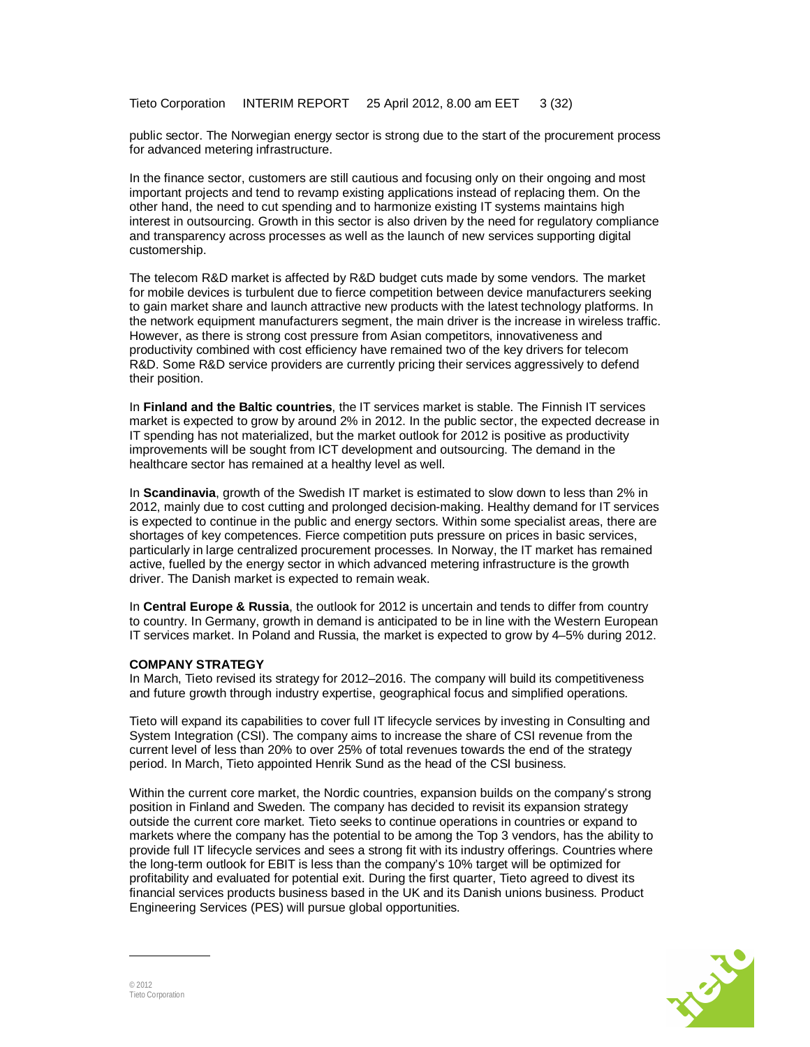public sector. The Norwegian energy sector is strong due to the start of the procurement process for advanced metering infrastructure.

In the finance sector, customers are still cautious and focusing only on their ongoing and most important projects and tend to revamp existing applications instead of replacing them. On the other hand, the need to cut spending and to harmonize existing IT systems maintains high interest in outsourcing. Growth in this sector is also driven by the need for regulatory compliance and transparency across processes as well as the launch of new services supporting digital customership.

The telecom R&D market is affected by R&D budget cuts made by some vendors. The market for mobile devices is turbulent due to fierce competition between device manufacturers seeking to gain market share and launch attractive new products with the latest technology platforms. In the network equipment manufacturers segment, the main driver is the increase in wireless traffic. However, as there is strong cost pressure from Asian competitors, innovativeness and productivity combined with cost efficiency have remained two of the key drivers for telecom R&D. Some R&D service providers are currently pricing their services aggressively to defend their position.

In **Finland and the Baltic countries**, the IT services market is stable. The Finnish IT services market is expected to grow by around 2% in 2012. In the public sector, the expected decrease in IT spending has not materialized, but the market outlook for 2012 is positive as productivity improvements will be sought from ICT development and outsourcing. The demand in the healthcare sector has remained at a healthy level as well.

In **Scandinavia**, growth of the Swedish IT market is estimated to slow down to less than 2% in 2012, mainly due to cost cutting and prolonged decision-making. Healthy demand for IT services is expected to continue in the public and energy sectors. Within some specialist areas, there are shortages of key competences. Fierce competition puts pressure on prices in basic services, particularly in large centralized procurement processes. In Norway, the IT market has remained active, fuelled by the energy sector in which advanced metering infrastructure is the growth driver. The Danish market is expected to remain weak.

In **Central Europe & Russia**, the outlook for 2012 is uncertain and tends to differ from country to country. In Germany, growth in demand is anticipated to be in line with the Western European IT services market. In Poland and Russia, the market is expected to grow by 4–5% during 2012.

## COMPANY STRATEGY

In March, Tieto revised its strategy for 2012–2016. The company will build its competitiveness and future growth through industry expertise, geographical focus and simplified operations.

Tieto will expand its capabilities to cover full IT lifecycle services by investing in Consulting and System Integration (CSI). The company aims to increase the share of CSI revenue from the current level of less than 20% to over 25% of total revenues towards the end of the strategy period. In March, Tieto appointed Henrik Sund as the head of the CSI business.

Within the current core market, the Nordic countries, expansion builds on the company's strong position in Finland and Sweden. The company has decided to revisit its expansion strategy outside the current core market. Tieto seeks to continue operations in countries or expand to markets where the company has the potential to be among the Top 3 vendors, has the ability to provide full IT lifecycle services and sees a strong fit with its industry offerings. Countries where the long-term outlook for EBIT is less than the company's 10% target will be optimized for profitability and evaluated for potential exit. During the first quarter, Tieto agreed to divest its financial services products business based in the UK and its Danish unions business. Product Engineering Services (PES) will pursue global opportunities.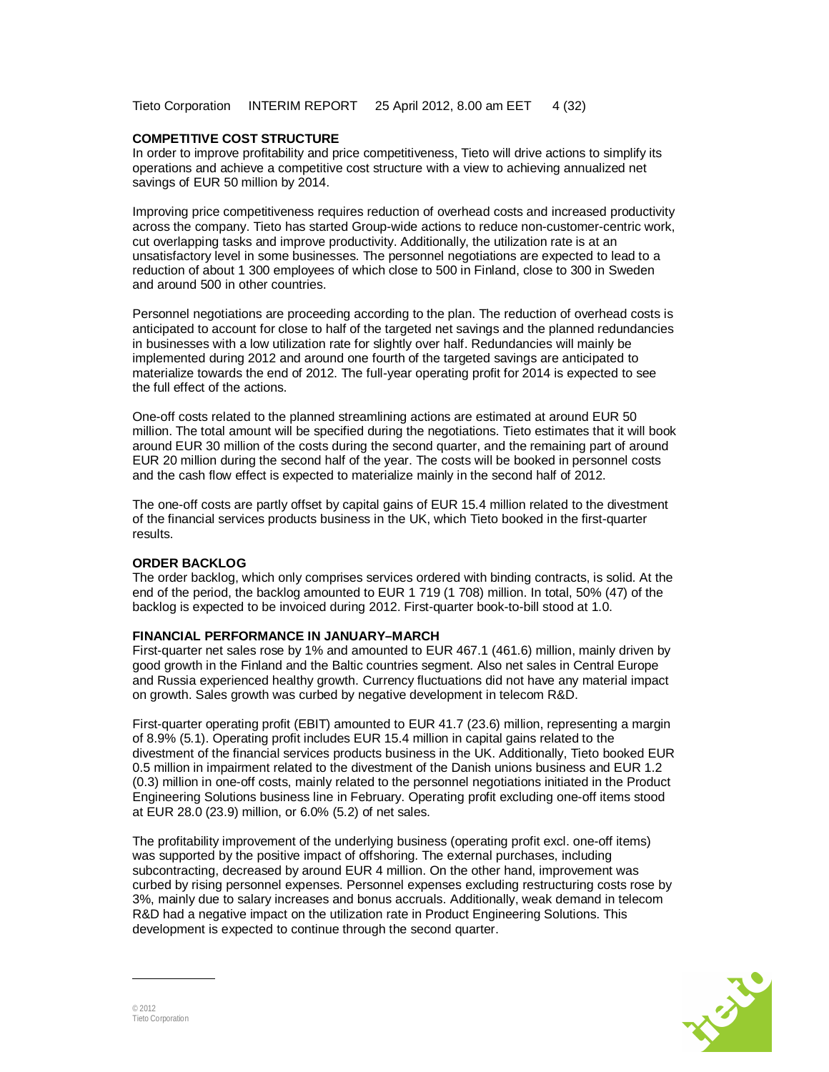## COMPETITIVE COST STRUCTURE

In order to improve profitability and price competitiveness, Tieto will drive actions to simplify its operations and achieve a competitive cost structure with a view to achieving annualized net savings of EUR 50 million by 2014.

Improving price competitiveness requires reduction of overhead costs and increased productivity across the company. Tieto has started Group-wide actions to reduce non-customer-centric work, cut overlapping tasks and improve productivity. Additionally, the utilization rate is at an unsatisfactory level in some businesses. The personnel negotiations are expected to lead to a reduction of about 1 300 employees of which close to 500 in Finland, close to 300 in Sweden and around 500 in other countries.

Personnel negotiations are proceeding according to the plan. The reduction of overhead costs is anticipated to account for close to half of the targeted net savings and the planned redundancies in businesses with a low utilization rate for slightly over half. Redundancies will mainly be implemented during 2012 and around one fourth of the targeted savings are anticipated to materialize towards the end of 2012. The full-year operating profit for 2014 is expected to see the full effect of the actions.

One-off costs related to the planned streamlining actions are estimated at around EUR 50 million. The total amount will be specified during the negotiations. Tieto estimates that it will book around EUR 30 million of the costs during the second quarter, and the remaining part of around EUR 20 million during the second half of the year. The costs will be booked in personnel costs and the cash flow effect is expected to materialize mainly in the second half of 2012.

The one-off costs are partly offset by capital gains of EUR 15.4 million related to the divestment of the financial services products business in the UK, which Tieto booked in the first-quarter results.

## ORDER BACKLOG

The order backlog, which only comprises services ordered with binding contracts, is solid. At the end of the period, the backlog amounted to EUR 1 719 (1 708) million. In total, 50% (47) of the backlog is expected to be invoiced during 2012. First-quarter book-to-bill stood at 1.0.

## FINANCIAL PERFORMANCE IN JANUARY–MARCH

First-quarter net sales rose by 1% and amounted to EUR 467.1 (461.6) million, mainly driven by good growth in the Finland and the Baltic countries segment. Also net sales in Central Europe and Russia experienced healthy growth. Currency fluctuations did not have any material impact on growth. Sales growth was curbed by negative development in telecom R&D.

First-quarter operating profit (EBIT) amounted to EUR 41.7 (23.6) million, representing a margin of 8.9% (5.1). Operating profit includes EUR 15.4 million in capital gains related to the divestment of the financial services products business in the UK. Additionally, Tieto booked EUR 0.5 million in impairment related to the divestment of the Danish unions business and EUR 1.2 (0.3) million in one-off costs, mainly related to the personnel negotiations initiated in the Product Engineering Solutions business line in February. Operating profit excluding one-off items stood at EUR 28.0 (23.9) million, or 6.0% (5.2) of net sales.

The profitability improvement of the underlying business (operating profit excl. one-off items) was supported by the positive impact of offshoring. The external purchases, including subcontracting, decreased by around EUR 4 million. On the other hand, improvement was curbed by rising personnel expenses. Personnel expenses excluding restructuring costs rose by 3%, mainly due to salary increases and bonus accruals. Additionally, weak demand in telecom R&D had a negative impact on the utilization rate in Product Engineering Solutions. This development is expected to continue through the second quarter.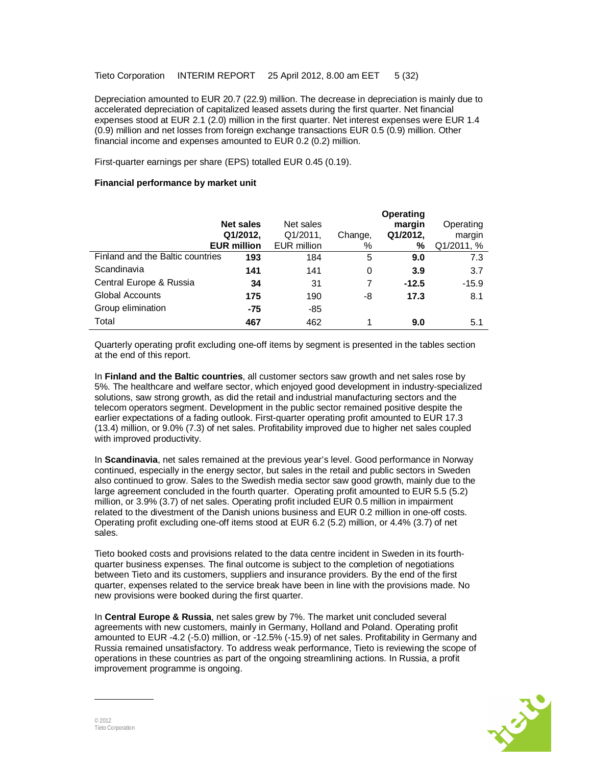Depreciation amounted to EUR 20.7 (22.9) million. The decrease in depreciation is mainly due to accelerated depreciation of capitalized leased assets during the first quarter. Net financial expenses stood at EUR 2.1 (2.0) million in the first quarter. Net interest expenses were EUR 1.4 (0.9) million and net losses from foreign exchange transactions EUR 0.5 (0.9) million. Other financial income and expenses amounted to EUR 0.2 (0.2) million.

First-quarter earnings per share (EPS) totalled EUR 0.45 (0.19).

**Financial performance by market unit**

| | **Net sales Q1/2012, EUR million** | Net sales Q1/2011, EUR million | Change, % | **Operating margin Q1/2012, %** | Operating margin Q1/2011, % |
|---|---|---|---|---|---|
| Finland and the Baltic countries | **193** | 184 | 5 | **9.0** | 7.3 |
| Scandinavia | **141** | 141 | 0 | **3.9** | 3.7 |
| Central Europe & Russia | **34** | 31 | 7 | **-12.5** | -15.9 |
| Global Accounts | **175** | 190 | -8 | **17.3** | 8.1 |
| Group elimination | **-75** | -85 | | | |
| Total | **467** | 462 | 1 | **9.0** | 5.1 |

Quarterly operating profit excluding one-off items by segment is presented in the tables section at the end of this report.

In **Finland and the Baltic countries**, all customer sectors saw growth and net sales rose by 5%. The healthcare and welfare sector, which enjoyed good development in industry-specialized solutions, saw strong growth, as did the retail and industrial manufacturing sectors and the telecom operators segment. Development in the public sector remained positive despite the earlier expectations of a fading outlook. First-quarter operating profit amounted to EUR 17.3 (13.4) million, or 9.0% (7.3) of net sales. Profitability improved due to higher net sales coupled with improved productivity.

In **Scandinavia**, net sales remained at the previous year's level. Good performance in Norway continued, especially in the energy sector, but sales in the retail and public sectors in Sweden also continued to grow. Sales to the Swedish media sector saw good growth, mainly due to the large agreement concluded in the fourth quarter. Operating profit amounted to EUR 5.5 (5.2) million, or 3.9% (3.7) of net sales. Operating profit included EUR 0.5 million in impairment related to the divestment of the Danish unions business and EUR 0.2 million in one-off costs. Operating profit excluding one-off items stood at EUR 6.2 (5.2) million, or 4.4% (3.7) of net sales.

Tieto booked costs and provisions related to the data centre incident in Sweden in its fourth-quarter business expenses. The final outcome is subject to the completion of negotiations between Tieto and its customers, suppliers and insurance providers. By the end of the first quarter, expenses related to the service break have been in line with the provisions made. No new provisions were booked during the first quarter.

In **Central Europe & Russia**, net sales grew by 7%. The market unit concluded several agreements with new customers, mainly in Germany, Holland and Poland. Operating profit amounted to EUR -4.2 (-5.0) million, or -12.5% (-15.9) of net sales. Profitability in Germany and Russia remained unsatisfactory. To address weak performance, Tieto is reviewing the scope of operations in these countries as part of the ongoing streamlining actions. In Russia, a profit improvement programme is ongoing.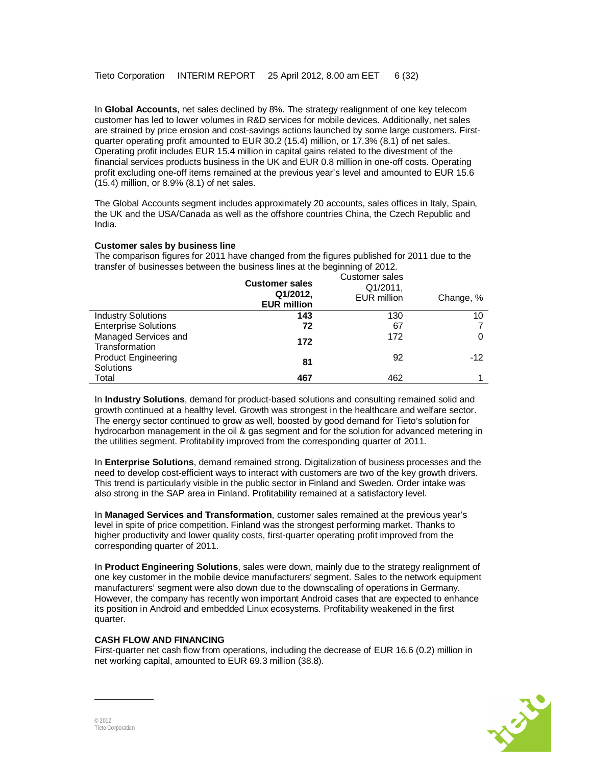In **Global Accounts**, net sales declined by 8%. The strategy realignment of one key telecom customer has led to lower volumes in R&D services for mobile devices. Additionally, net sales are strained by price erosion and cost-savings actions launched by some large customers. First-quarter operating profit amounted to EUR 30.2 (15.4) million, or 17.3% (8.1) of net sales. Operating profit includes EUR 15.4 million in capital gains related to the divestment of the financial services products business in the UK and EUR 0.8 million in one-off costs. Operating profit excluding one-off items remained at the previous year's level and amounted to EUR 15.6 (15.4) million, or 8.9% (8.1) of net sales.

The Global Accounts segment includes approximately 20 accounts, sales offices in Italy, Spain, the UK and the USA/Canada as well as the offshore countries China, the Czech Republic and India.

**Customer sales by business line**

The comparison figures for 2011 have changed from the figures published for 2011 due to the transfer of businesses between the business lines at the beginning of 2012.

| | **Customer sales Q1/2012, EUR million** | Customer sales Q1/2011, EUR million | Change, % |
|---|---|---|---|
| Industry Solutions | **143** | 130 | 10 |
| Enterprise Solutions | **72** | 67 | 7 |
| Managed Services and Transformation | **172** | 172 | 0 |
| Product Engineering Solutions | **81** | 92 | -12 |
| Total | **467** | 462 | 1 |

In **Industry Solutions**, demand for product-based solutions and consulting remained solid and growth continued at a healthy level. Growth was strongest in the healthcare and welfare sector. The energy sector continued to grow as well, boosted by good demand for Tieto's solution for hydrocarbon management in the oil & gas segment and for the solution for advanced metering in the utilities segment. Profitability improved from the corresponding quarter of 2011.

In **Enterprise Solutions**, demand remained strong. Digitalization of business processes and the need to develop cost-efficient ways to interact with customers are two of the key growth drivers. This trend is particularly visible in the public sector in Finland and Sweden. Order intake was also strong in the SAP area in Finland. Profitability remained at a satisfactory level.

In **Managed Services and Transformation**, customer sales remained at the previous year's level in spite of price competition. Finland was the strongest performing market. Thanks to higher productivity and lower quality costs, first-quarter operating profit improved from the corresponding quarter of 2011.

In **Product Engineering Solutions**, sales were down, mainly due to the strategy realignment of one key customer in the mobile device manufacturers' segment. Sales to the network equipment manufacturers' segment were also down due to the downscaling of operations in Germany. However, the company has recently won important Android cases that are expected to enhance its position in Android and embedded Linux ecosystems. Profitability weakened in the first quarter.

## CASH FLOW AND FINANCING

First-quarter net cash flow from operations, including the decrease of EUR 16.6 (0.2) million in net working capital, amounted to EUR 69.3 million (38.8).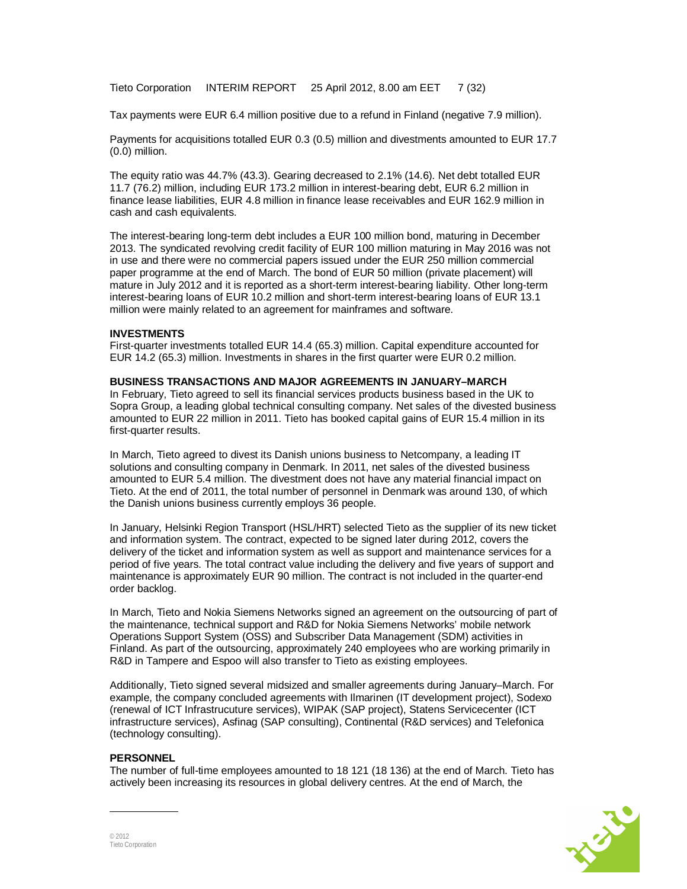Tax payments were EUR 6.4 million positive due to a refund in Finland (negative 7.9 million).

Payments for acquisitions totalled EUR 0.3 (0.5) million and divestments amounted to EUR 17.7 (0.0) million.

The equity ratio was 44.7% (43.3). Gearing decreased to 2.1% (14.6). Net debt totalled EUR 11.7 (76.2) million, including EUR 173.2 million in interest-bearing debt, EUR 6.2 million in finance lease liabilities, EUR 4.8 million in finance lease receivables and EUR 162.9 million in cash and cash equivalents.

The interest-bearing long-term debt includes a EUR 100 million bond, maturing in December 2013. The syndicated revolving credit facility of EUR 100 million maturing in May 2016 was not in use and there were no commercial papers issued under the EUR 250 million commercial paper programme at the end of March. The bond of EUR 50 million (private placement) will mature in July 2012 and it is reported as a short-term interest-bearing liability. Other long-term interest-bearing loans of EUR 10.2 million and short-term interest-bearing loans of EUR 13.1 million were mainly related to an agreement for mainframes and software.

**INVESTMENTS**

First-quarter investments totalled EUR 14.4 (65.3) million. Capital expenditure accounted for EUR 14.2 (65.3) million. Investments in shares in the first quarter were EUR 0.2 million.

**BUSINESS TRANSACTIONS AND MAJOR AGREEMENTS IN JANUARY–MARCH**

In February, Tieto agreed to sell its financial services products business based in the UK to Sopra Group, a leading global technical consulting company. Net sales of the divested business amounted to EUR 22 million in 2011. Tieto has booked capital gains of EUR 15.4 million in its first-quarter results.

In March, Tieto agreed to divest its Danish unions business to Netcompany, a leading IT solutions and consulting company in Denmark. In 2011, net sales of the divested business amounted to EUR 5.4 million. The divestment does not have any material financial impact on Tieto. At the end of 2011, the total number of personnel in Denmark was around 130, of which the Danish unions business currently employs 36 people.

In January, Helsinki Region Transport (HSL/HRT) selected Tieto as the supplier of its new ticket and information system. The contract, expected to be signed later during 2012, covers the delivery of the ticket and information system as well as support and maintenance services for a period of five years. The total contract value including the delivery and five years of support and maintenance is approximately EUR 90 million. The contract is not included in the quarter-end order backlog.

In March, Tieto and Nokia Siemens Networks signed an agreement on the outsourcing of part of the maintenance, technical support and R&D for Nokia Siemens Networks' mobile network Operations Support System (OSS) and Subscriber Data Management (SDM) activities in Finland. As part of the outsourcing, approximately 240 employees who are working primarily in R&D in Tampere and Espoo will also transfer to Tieto as existing employees.

Additionally, Tieto signed several midsized and smaller agreements during January–March. For example, the company concluded agreements with Ilmarinen (IT development project), Sodexo (renewal of ICT Infrastrucuture services), WIPAK (SAP project), Statens Servicecenter (ICT infrastructure services), Asfinag (SAP consulting), Continental (R&D services) and Telefonica (technology consulting).

**PERSONNEL**

The number of full-time employees amounted to 18 121 (18 136) at the end of March. Tieto has actively been increasing its resources in global delivery centres. At the end of March, the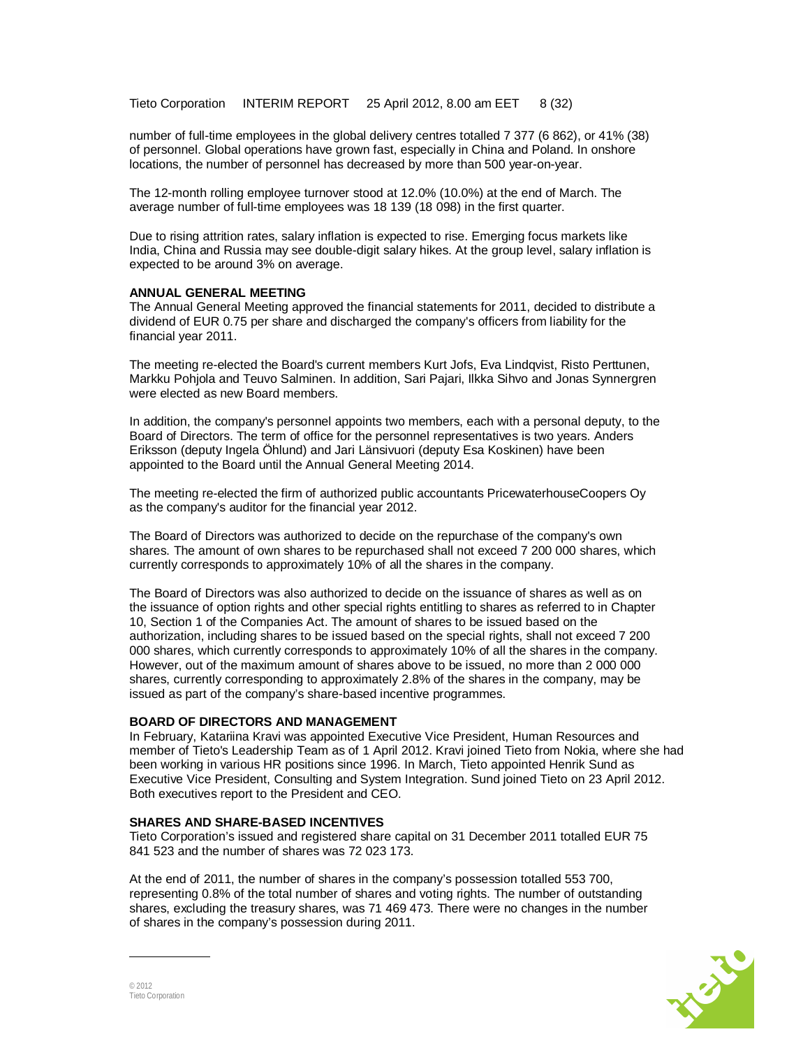number of full-time employees in the global delivery centres totalled 7 377 (6 862), or 41% (38) of personnel. Global operations have grown fast, especially in China and Poland. In onshore locations, the number of personnel has decreased by more than 500 year-on-year.

The 12-month rolling employee turnover stood at 12.0% (10.0%) at the end of March. The average number of full-time employees was 18 139 (18 098) in the first quarter.

Due to rising attrition rates, salary inflation is expected to rise. Emerging focus markets like India, China and Russia may see double-digit salary hikes. At the group level, salary inflation is expected to be around 3% on average.

**ANNUAL GENERAL MEETING**

The Annual General Meeting approved the financial statements for 2011, decided to distribute a dividend of EUR 0.75 per share and discharged the company's officers from liability for the financial year 2011.

The meeting re-elected the Board's current members Kurt Jofs, Eva Lindqvist, Risto Perttunen, Markku Pohjola and Teuvo Salminen. In addition, Sari Pajari, Ilkka Sihvo and Jonas Synnergren were elected as new Board members.

In addition, the company's personnel appoints two members, each with a personal deputy, to the Board of Directors. The term of office for the personnel representatives is two years. Anders Eriksson (deputy Ingela Öhlund) and Jari Länsivuori (deputy Esa Koskinen) have been appointed to the Board until the Annual General Meeting 2014.

The meeting re-elected the firm of authorized public accountants PricewaterhouseCoopers Oy as the company's auditor for the financial year 2012.

The Board of Directors was authorized to decide on the repurchase of the company's own shares. The amount of own shares to be repurchased shall not exceed 7 200 000 shares, which currently corresponds to approximately 10% of all the shares in the company.

The Board of Directors was also authorized to decide on the issuance of shares as well as on the issuance of option rights and other special rights entitling to shares as referred to in Chapter 10, Section 1 of the Companies Act. The amount of shares to be issued based on the authorization, including shares to be issued based on the special rights, shall not exceed 7 200 000 shares, which currently corresponds to approximately 10% of all the shares in the company. However, out of the maximum amount of shares above to be issued, no more than 2 000 000 shares, currently corresponding to approximately 2.8% of the shares in the company, may be issued as part of the company's share-based incentive programmes.

**BOARD OF DIRECTORS AND MANAGEMENT**

In February, Katariina Kravi was appointed Executive Vice President, Human Resources and member of Tieto's Leadership Team as of 1 April 2012. Kravi joined Tieto from Nokia, where she had been working in various HR positions since 1996. In March, Tieto appointed Henrik Sund as Executive Vice President, Consulting and System Integration. Sund joined Tieto on 23 April 2012. Both executives report to the President and CEO.

**SHARES AND SHARE-BASED INCENTIVES**

Tieto Corporation's issued and registered share capital on 31 December 2011 totalled EUR 75 841 523 and the number of shares was 72 023 173.

At the end of 2011, the number of shares in the company's possession totalled 553 700, representing 0.8% of the total number of shares and voting rights. The number of outstanding shares, excluding the treasury shares, was 71 469 473. There were no changes in the number of shares in the company's possession during 2011.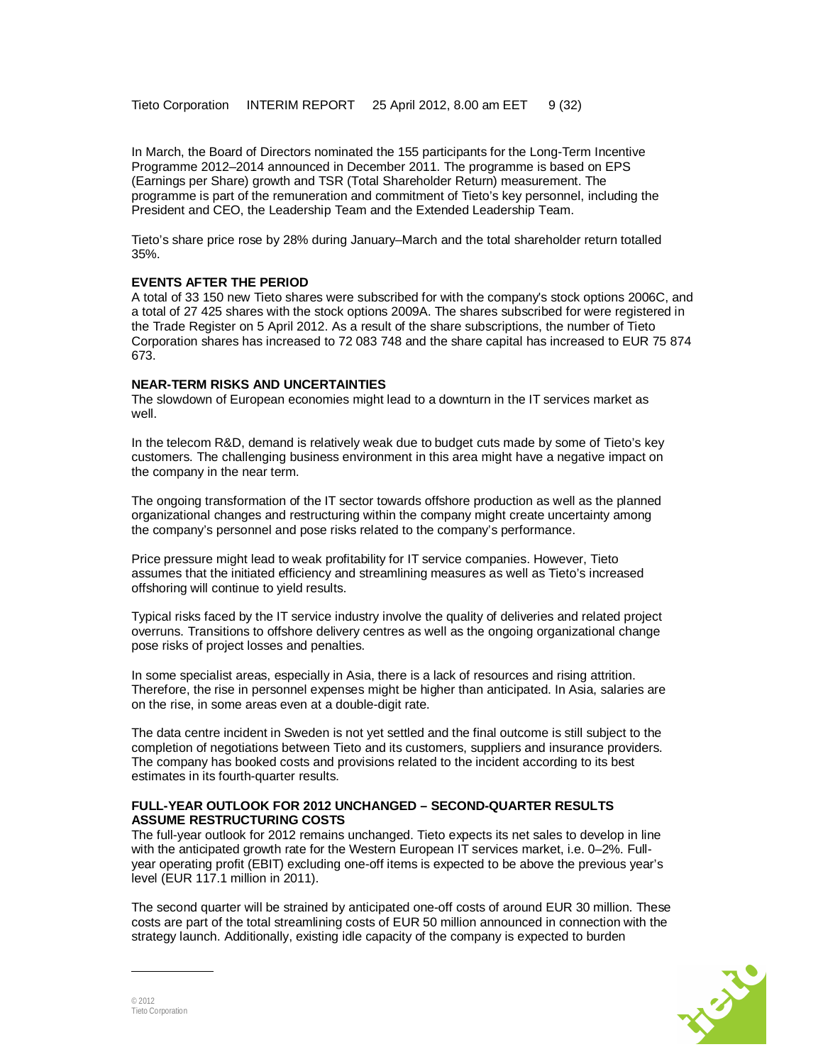In March, the Board of Directors nominated the 155 participants for the Long-Term Incentive Programme 2012–2014 announced in December 2011. The programme is based on EPS (Earnings per Share) growth and TSR (Total Shareholder Return) measurement. The programme is part of the remuneration and commitment of Tieto's key personnel, including the President and CEO, the Leadership Team and the Extended Leadership Team.

Tieto's share price rose by 28% during January–March and the total shareholder return totalled 35%.

**EVENTS AFTER THE PERIOD**

A total of 33 150 new Tieto shares were subscribed for with the company's stock options 2006C, and a total of 27 425 shares with the stock options 2009A. The shares subscribed for were registered in the Trade Register on 5 April 2012. As a result of the share subscriptions, the number of Tieto Corporation shares has increased to 72 083 748 and the share capital has increased to EUR 75 874 673.

**NEAR-TERM RISKS AND UNCERTAINTIES**

The slowdown of European economies might lead to a downturn in the IT services market as well.

In the telecom R&D, demand is relatively weak due to budget cuts made by some of Tieto's key customers. The challenging business environment in this area might have a negative impact on the company in the near term.

The ongoing transformation of the IT sector towards offshore production as well as the planned organizational changes and restructuring within the company might create uncertainty among the company's personnel and pose risks related to the company's performance.

Price pressure might lead to weak profitability for IT service companies. However, Tieto assumes that the initiated efficiency and streamlining measures as well as Tieto's increased offshoring will continue to yield results.

Typical risks faced by the IT service industry involve the quality of deliveries and related project overruns. Transitions to offshore delivery centres as well as the ongoing organizational change pose risks of project losses and penalties.

In some specialist areas, especially in Asia, there is a lack of resources and rising attrition. Therefore, the rise in personnel expenses might be higher than anticipated. In Asia, salaries are on the rise, in some areas even at a double-digit rate.

The data centre incident in Sweden is not yet settled and the final outcome is still subject to the completion of negotiations between Tieto and its customers, suppliers and insurance providers. The company has booked costs and provisions related to the incident according to its best estimates in its fourth-quarter results.

**FULL-YEAR OUTLOOK FOR 2012 UNCHANGED – SECOND-QUARTER RESULTS ASSUME RESTRUCTURING COSTS**

The full-year outlook for 2012 remains unchanged. Tieto expects its net sales to develop in line with the anticipated growth rate for the Western European IT services market, i.e. 0–2%. Full-year operating profit (EBIT) excluding one-off items is expected to be above the previous year's level (EUR 117.1 million in 2011).

The second quarter will be strained by anticipated one-off costs of around EUR 30 million. These costs are part of the total streamlining costs of EUR 50 million announced in connection with the strategy launch. Additionally, existing idle capacity of the company is expected to burden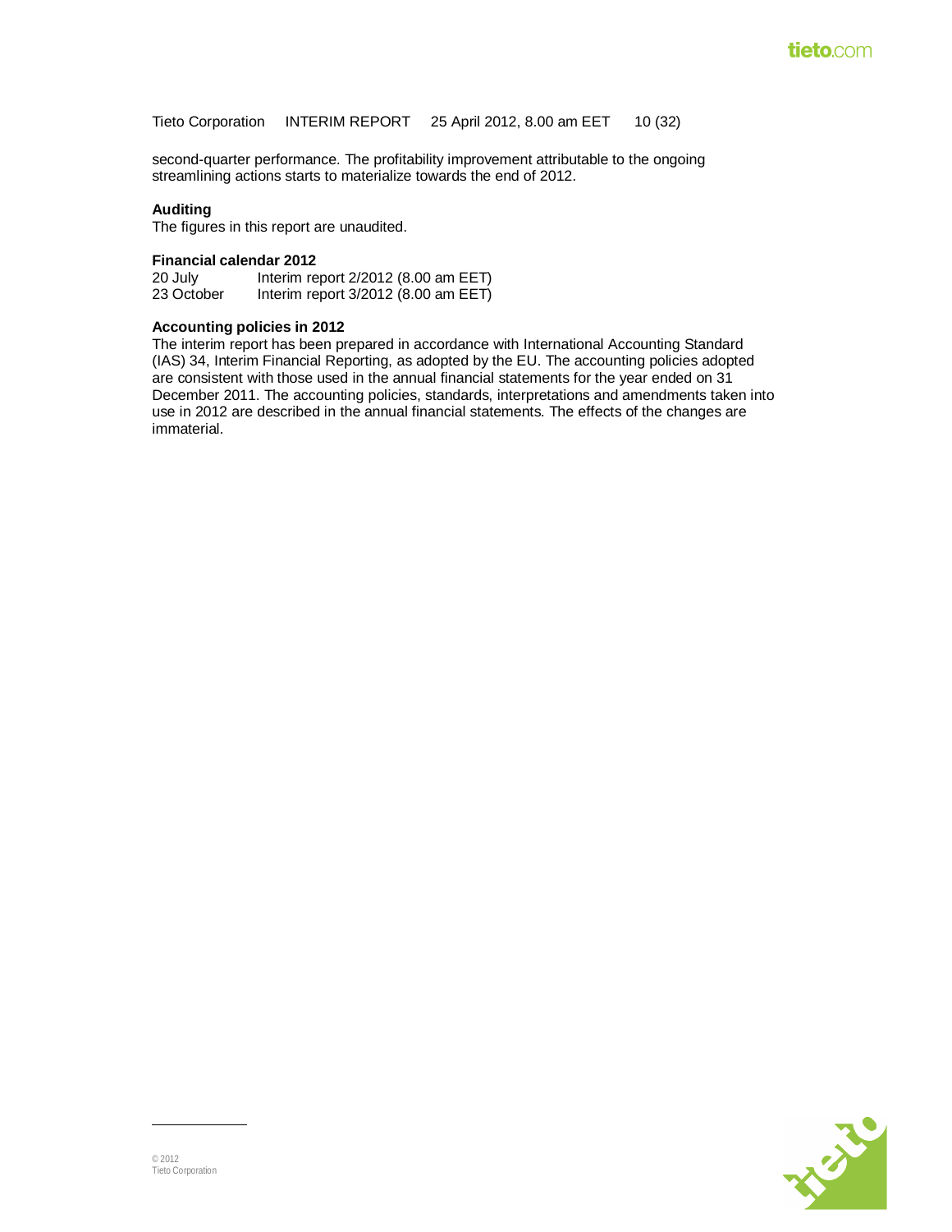second-quarter performance. The profitability improvement attributable to the ongoing streamlining actions starts to materialize towards the end of 2012.

**Auditing**

The figures in this report are unaudited.

**Financial calendar 2012**

| | |
|---|---|
| 20 July | Interim report 2/2012 (8.00 am EET) |
| 23 October | Interim report 3/2012 (8.00 am EET) |

**Accounting policies in 2012**

The interim report has been prepared in accordance with International Accounting Standard (IAS) 34, Interim Financial Reporting, as adopted by the EU. The accounting policies adopted are consistent with those used in the annual financial statements for the year ended on 31 December 2011. The accounting policies, standards, interpretations and amendments taken into use in 2012 are described in the annual financial statements. The effects of the changes are immaterial.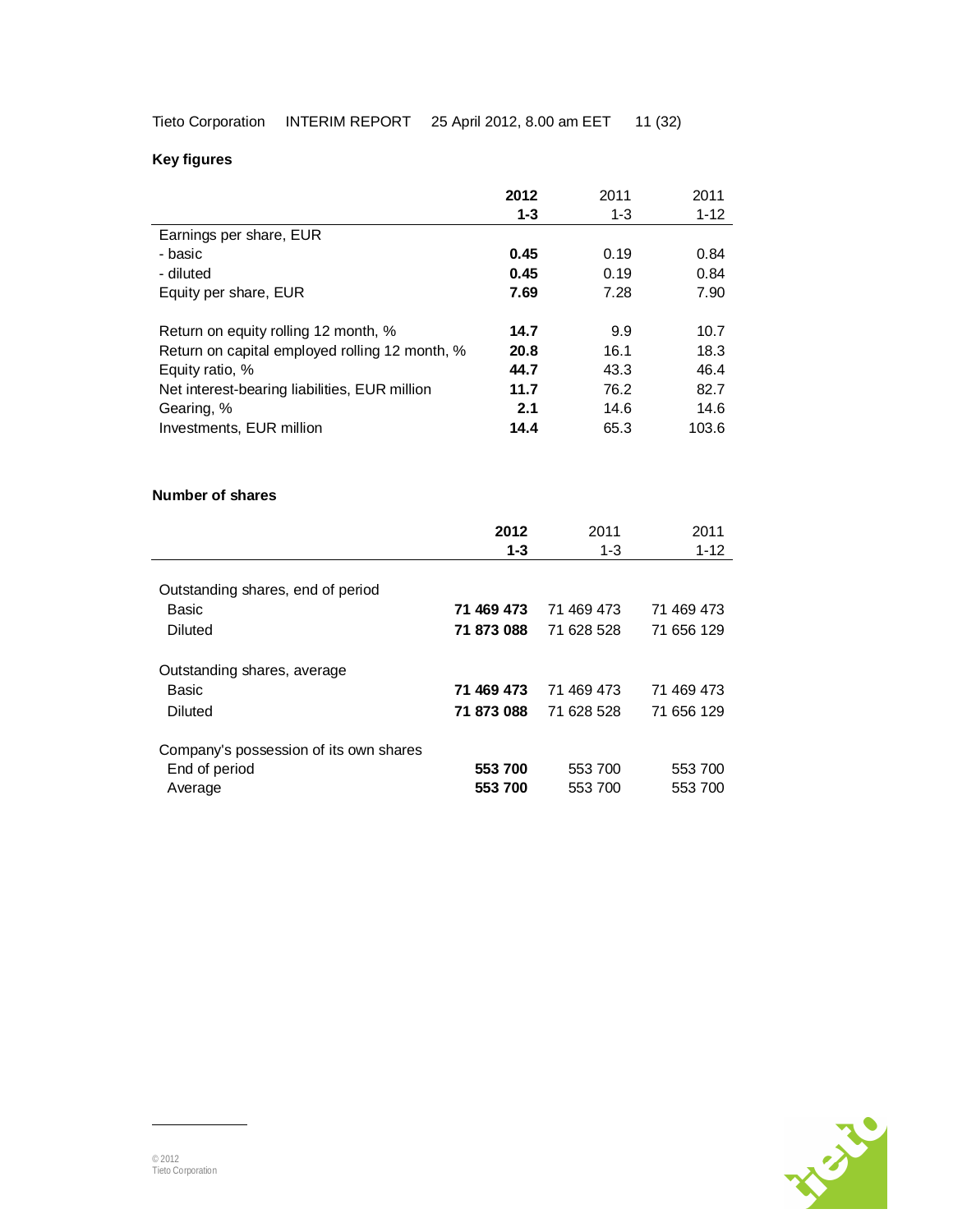## Key figures

| | **2012 1-3** | 2011 1-3 | 2011 1-12 |
|---|---|---|---|
| Earnings per share, EUR | | | |
| - basic | **0.45** | 0.19 | 0.84 |
| - diluted | **0.45** | 0.19 | 0.84 |
| Equity per share, EUR | **7.69** | 7.28 | 7.90 |
| | | | |
| Return on equity rolling 12 month, % | **14.7** | 9.9 | 10.7 |
| Return on capital employed rolling 12 month, % | **20.8** | 16.1 | 18.3 |
| Equity ratio, % | **44.7** | 43.3 | 46.4 |
| Net interest-bearing liabilities, EUR million | **11.7** | 76.2 | 82.7 |
| Gearing, % | **2.1** | 14.6 | 14.6 |
| Investments, EUR million | **14.4** | 65.3 | 103.6 |

## Number of shares

| | **2012 1-3** | 2011 1-3 | 2011 1-12 |
|---|---|---|---|
| Outstanding shares, end of period | | | |
| Basic | **71 469 473** | 71 469 473 | 71 469 473 |
| Diluted | **71 873 088** | 71 628 528 | 71 656 129 |
| | | | |
| Outstanding shares, average | | | |
| Basic | **71 469 473** | 71 469 473 | 71 469 473 |
| Diluted | **71 873 088** | 71 628 528 | 71 656 129 |
| | | | |
| Company's possession of its own shares | | | |
| End of period | **553 700** | 553 700 | 553 700 |
| Average | **553 700** | 553 700 | 553 700 |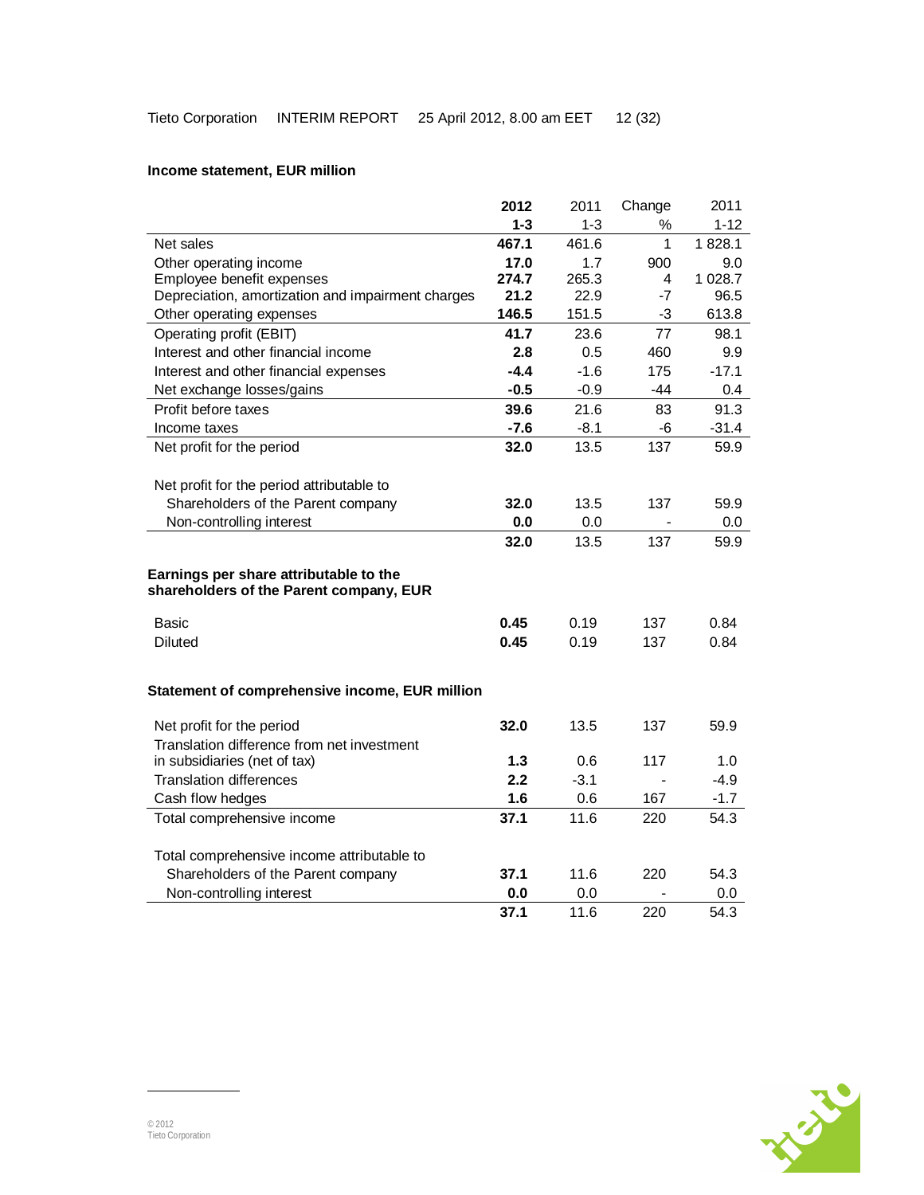**Income statement, EUR million**

| | 2012 1-3 | 2011 1-3 | Change % | 2011 1-12 |
|---|---|---|---|---|
| Net sales | **467.1** | 461.6 | 1 | 1 828.1 |
| Other operating income | **17.0** | 1.7 | 900 | 9.0 |
| Employee benefit expenses | **274.7** | 265.3 | 4 | 1 028.7 |
| Depreciation, amortization and impairment charges | **21.2** | 22.9 | -7 | 96.5 |
| Other operating expenses | **146.5** | 151.5 | -3 | 613.8 |
| Operating profit (EBIT) | **41.7** | 23.6 | 77 | 98.1 |
| Interest and other financial income | **2.8** | 0.5 | 460 | 9.9 |
| Interest and other financial expenses | **-4.4** | -1.6 | 175 | -17.1 |
| Net exchange losses/gains | **-0.5** | -0.9 | -44 | 0.4 |
| Profit before taxes | **39.6** | 21.6 | 83 | 91.3 |
| Income taxes | **-7.6** | -8.1 | -6 | -31.4 |
| Net profit for the period | **32.0** | 13.5 | 137 | 59.9 |
| | | | | |
| Net profit for the period attributable to | | | | |
| Shareholders of the Parent company | **32.0** | 13.5 | 137 | 59.9 |
| Non-controlling interest | **0.0** | 0.0 | - | 0.0 |
| | **32.0** | 13.5 | 137 | 59.9 |

**Earnings per share attributable to the shareholders of the Parent company, EUR**

| | 2012 1-3 | 2011 1-3 | Change % | 2011 1-12 |
|---|---|---|---|---|
| Basic | **0.45** | 0.19 | 137 | 0.84 |
| Diluted | **0.45** | 0.19 | 137 | 0.84 |

**Statement of comprehensive income, EUR million**

| | 2012 1-3 | 2011 1-3 | Change % | 2011 1-12 |
|---|---|---|---|---|
| Net profit for the period | **32.0** | 13.5 | 137 | 59.9 |
| Translation difference from net investment in subsidiaries (net of tax) | **1.3** | 0.6 | 117 | 1.0 |
| Translation differences | **2.2** | -3.1 | - | -4.9 |
| Cash flow hedges | **1.6** | 0.6 | 167 | -1.7 |
| Total comprehensive income | **37.1** | 11.6 | 220 | 54.3 |
| | | | | |
| Total comprehensive income attributable to | | | | |
| Shareholders of the Parent company | **37.1** | 11.6 | 220 | 54.3 |
| Non-controlling interest | **0.0** | 0.0 | - | 0.0 |
| | **37.1** | 11.6 | 220 | 54.3 |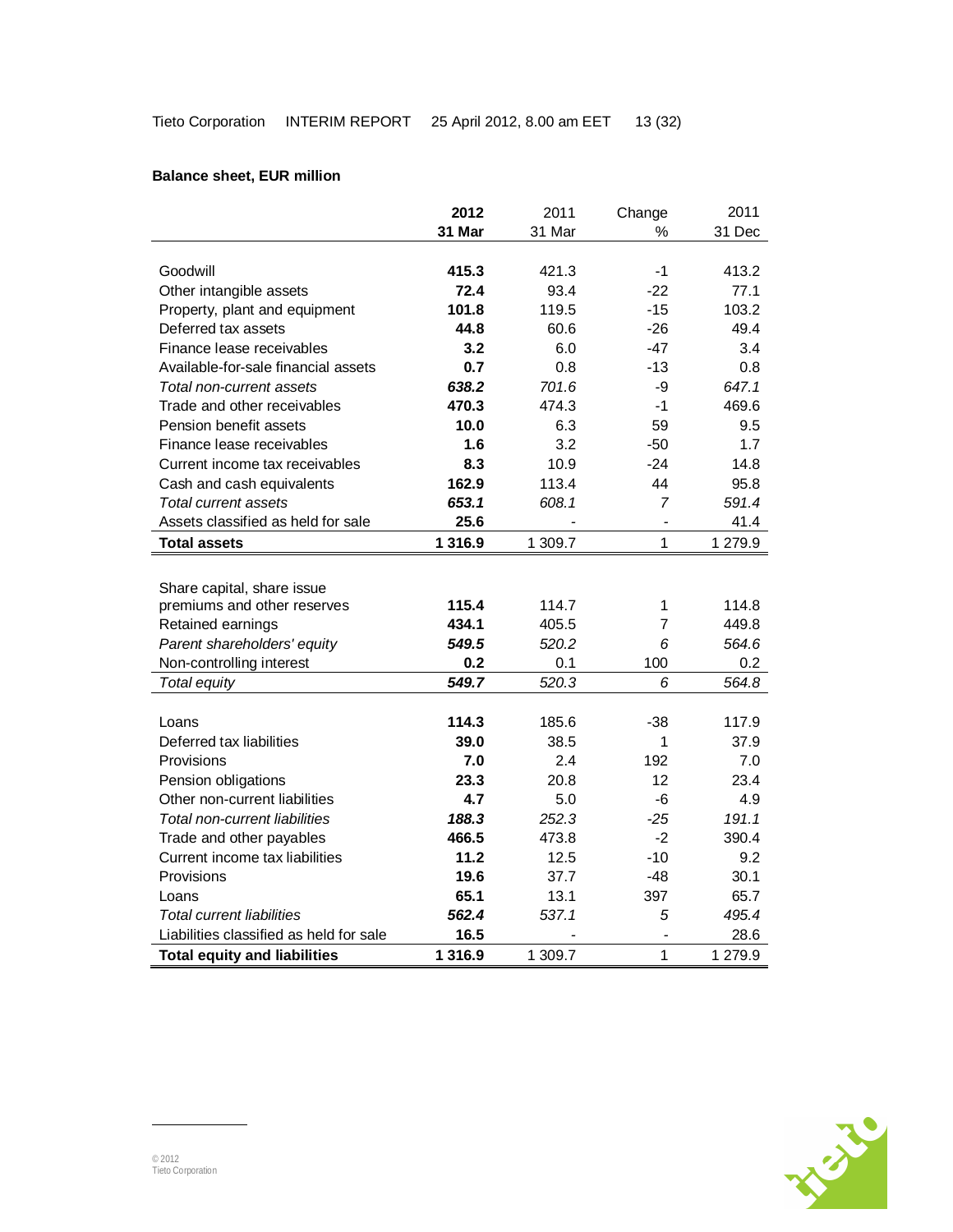**Balance sheet, EUR million**

| | **2012 31 Mar** | 2011 31 Mar | Change % | 2011 31 Dec |
|---|---|---|---|---|
| Goodwill | **415.3** | 421.3 | -1 | 413.2 |
| Other intangible assets | **72.4** | 93.4 | -22 | 77.1 |
| Property, plant and equipment | **101.8** | 119.5 | -15 | 103.2 |
| Deferred tax assets | **44.8** | 60.6 | -26 | 49.4 |
| Finance lease receivables | **3.2** | 6.0 | -47 | 3.4 |
| Available-for-sale financial assets | **0.7** | 0.8 | -13 | 0.8 |
| *Total non-current assets* | ***638.2*** | *701.6* | -9 | *647.1* |
| Trade and other receivables | **470.3** | 474.3 | -1 | 469.6 |
| Pension benefit assets | **10.0** | 6.3 | 59 | 9.5 |
| Finance lease receivables | **1.6** | 3.2 | -50 | 1.7 |
| Current income tax receivables | **8.3** | 10.9 | -24 | 14.8 |
| Cash and cash equivalents | **162.9** | 113.4 | 44 | 95.8 |
| *Total current assets* | ***653.1*** | *608.1* | *7* | *591.4* |
| Assets classified as held for sale | **25.6** | - | - | 41.4 |
| **Total assets** | **1 316.9** | 1 309.7 | 1 | 1 279.9 |
| | | | | |
| Share capital, share issue premiums and other reserves | **115.4** | 114.7 | 1 | 114.8 |
| Retained earnings | **434.1** | 405.5 | 7 | 449.8 |
| *Parent shareholders' equity* | ***549.5*** | *520.2* | *6* | *564.6* |
| Non-controlling interest | **0.2** | 0.1 | 100 | 0.2 |
| *Total equity* | ***549.7*** | *520.3* | *6* | *564.8* |
| | | | | |
| Loans | **114.3** | 185.6 | -38 | 117.9 |
| Deferred tax liabilities | **39.0** | 38.5 | 1 | 37.9 |
| Provisions | **7.0** | 2.4 | 192 | 7.0 |
| Pension obligations | **23.3** | 20.8 | 12 | 23.4 |
| Other non-current liabilities | **4.7** | 5.0 | -6 | 4.9 |
| *Total non-current liabilities* | ***188.3*** | *252.3* | *-25* | *191.1* |
| Trade and other payables | **466.5** | 473.8 | -2 | 390.4 |
| Current income tax liabilities | **11.2** | 12.5 | -10 | 9.2 |
| Provisions | **19.6** | 37.7 | -48 | 30.1 |
| Loans | **65.1** | 13.1 | 397 | 65.7 |
| *Total current liabilities* | ***562.4*** | *537.1* | *5* | *495.4* |
| Liabilities classified as held for sale | **16.5** | - | - | 28.6 |
| **Total equity and liabilities** | **1 316.9** | 1 309.7 | 1 | 1 279.9 |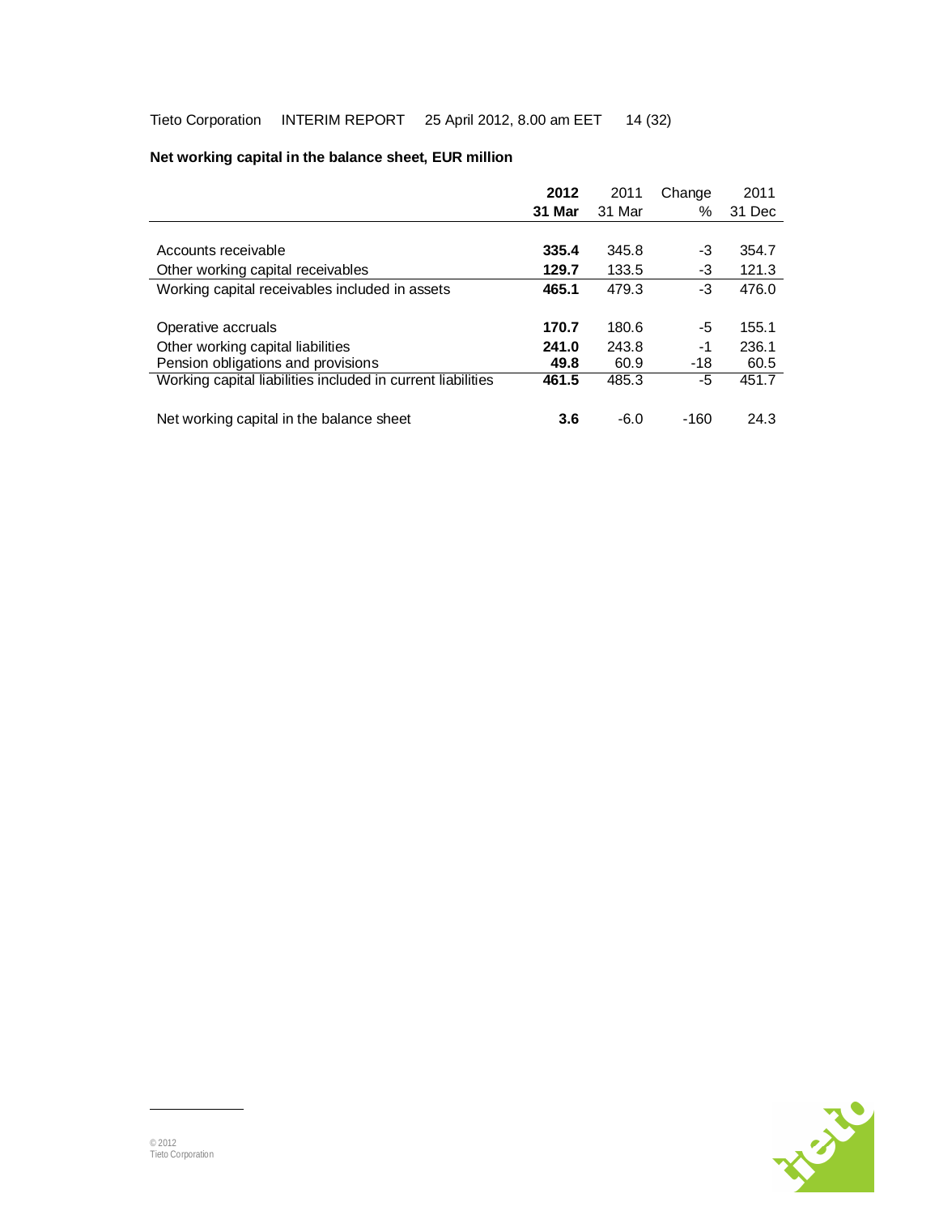**Net working capital in the balance sheet, EUR million**

| | **2012 31 Mar** | 2011 31 Mar | Change % | 2011 31 Dec |
|---|---|---|---|---|
| Accounts receivable | **335.4** | 345.8 | -3 | 354.7 |
| Other working capital receivables | **129.7** | 133.5 | -3 | 121.3 |
| Working capital receivables included in assets | **465.1** | 479.3 | -3 | 476.0 |
| | | | | |
| Operative accruals | **170.7** | 180.6 | -5 | 155.1 |
| Other working capital liabilities | **241.0** | 243.8 | -1 | 236.1 |
| Pension obligations and provisions | **49.8** | 60.9 | -18 | 60.5 |
| Working capital liabilities included in current liabilities | **461.5** | 485.3 | -5 | 451.7 |
| | | | | |
| Net working capital in the balance sheet | **3.6** | -6.0 | -160 | 24.3 |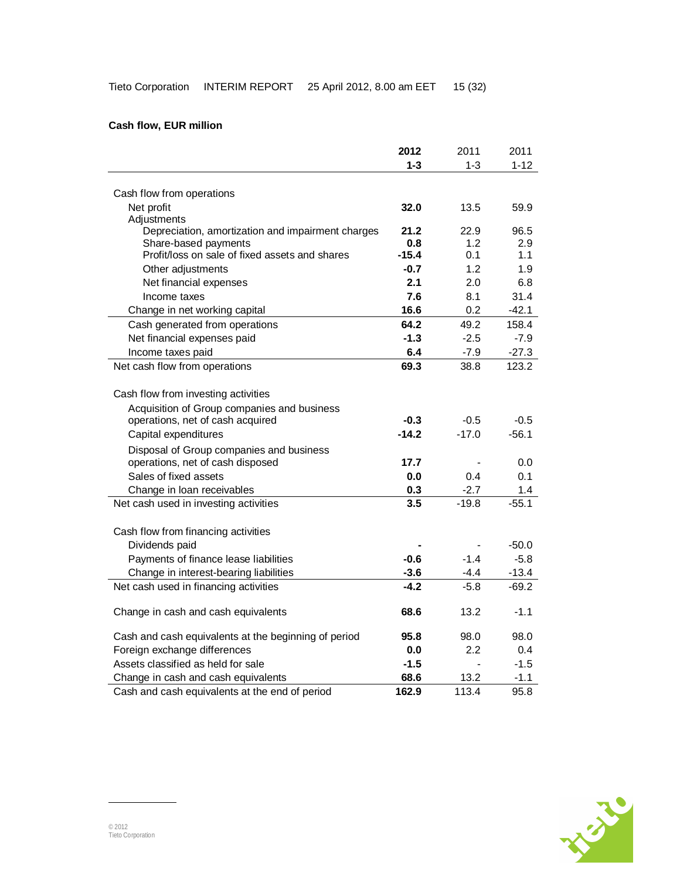**Cash flow, EUR million**

| | 2012 1-3 | 2011 1-3 | 2011 1-12 |
|---|---|---|---|
| Cash flow from operations | | | |
| Net profit | **32.0** | 13.5 | 59.9 |
| Adjustments | | | |
| Depreciation, amortization and impairment charges | **21.2** | 22.9 | 96.5 |
| Share-based payments | **0.8** | 1.2 | 2.9 |
| Profit/loss on sale of fixed assets and shares | **-15.4** | 0.1 | 1.1 |
| Other adjustments | **-0.7** | 1.2 | 1.9 |
| Net financial expenses | **2.1** | 2.0 | 6.8 |
| Income taxes | **7.6** | 8.1 | 31.4 |
| Change in net working capital | **16.6** | 0.2 | -42.1 |
| Cash generated from operations | **64.2** | 49.2 | 158.4 |
| Net financial expenses paid | **-1.3** | -2.5 | -7.9 |
| Income taxes paid | **6.4** | -7.9 | -27.3 |
| Net cash flow from operations | **69.3** | 38.8 | 123.2 |
| | | | |
| Cash flow from investing activities | | | |
| Acquisition of Group companies and business operations, net of cash acquired | **-0.3** | -0.5 | -0.5 |
| Capital expenditures | **-14.2** | -17.0 | -56.1 |
| Disposal of Group companies and business operations, net of cash disposed | **17.7** | - | 0.0 |
| Sales of fixed assets | **0.0** | 0.4 | 0.1 |
| Change in loan receivables | **0.3** | -2.7 | 1.4 |
| Net cash used in investing activities | **3.5** | -19.8 | -55.1 |
| | | | |
| Cash flow from financing activities | | | |
| Dividends paid | **-** | - | -50.0 |
| Payments of finance lease liabilities | **-0.6** | -1.4 | -5.8 |
| Change in interest-bearing liabilities | **-3.6** | -4.4 | -13.4 |
| Net cash used in financing activities | **-4.2** | -5.8 | -69.2 |
| | | | |
| Change in cash and cash equivalents | **68.6** | 13.2 | -1.1 |
| | | | |
| Cash and cash equivalents at the beginning of period | **95.8** | 98.0 | 98.0 |
| Foreign exchange differences | **0.0** | 2.2 | 0.4 |
| Assets classified as held for sale | **-1.5** | - | -1.5 |
| Change in cash and cash equivalents | **68.6** | 13.2 | -1.1 |
| Cash and cash equivalents at the end of period | **162.9** | 113.4 | 95.8 |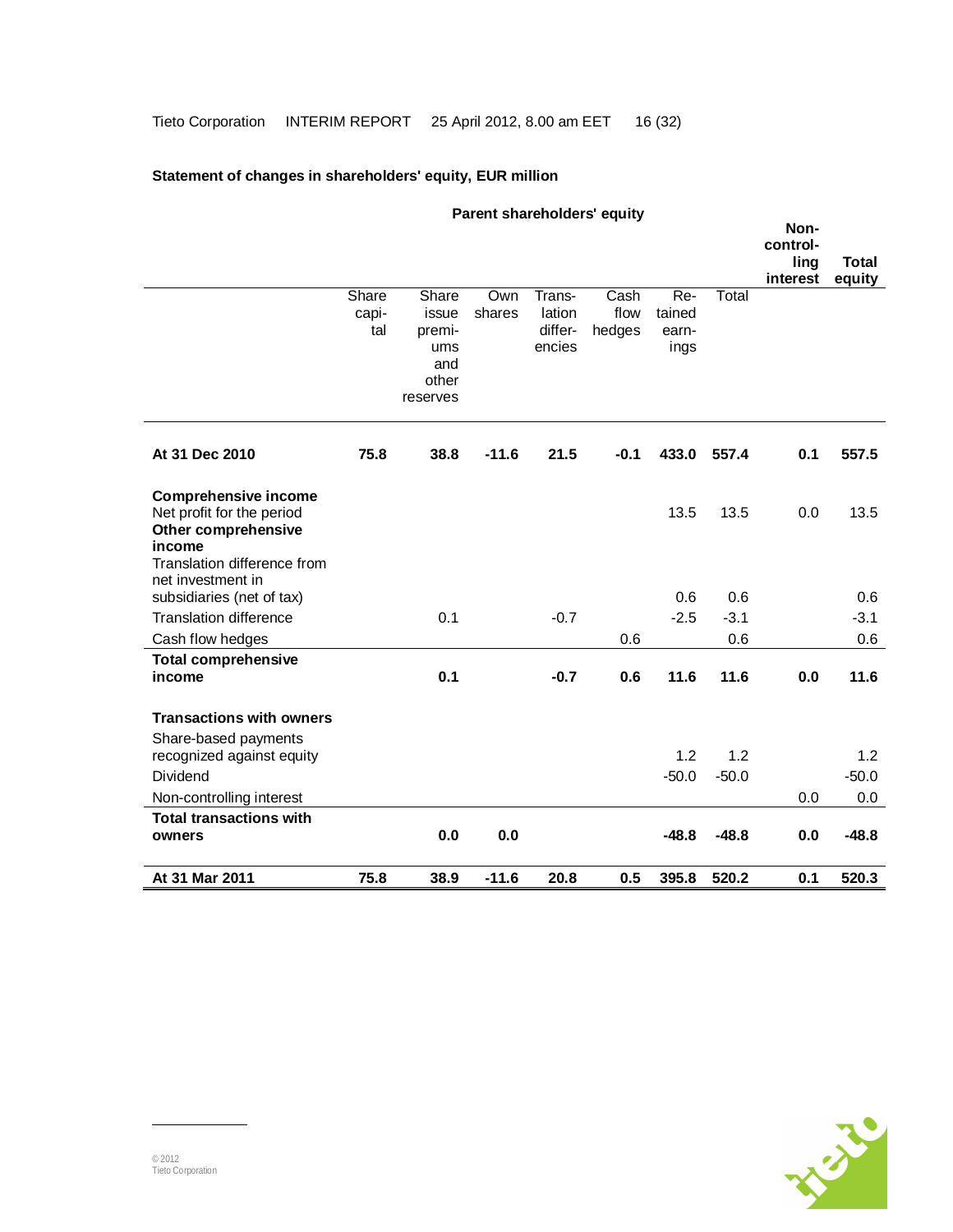## Statement of changes in shareholders' equity, EUR million

| | Parent shareholders' equity | | | | | | | Non-controlling interest | Total equity |
|---|---|---|---|---|---|---|---|---|---|
| | Share capital | Share issue premiums and other reserves | Own shares | Translation differencies | Cash flow hedges | Retained earnings | Total | | |
| **At 31 Dec 2010** | **75.8** | **38.8** | **-11.6** | **21.5** | **-0.1** | **433.0** | **557.4** | **0.1** | **557.5** |
| **Comprehensive income** | | | | | | | | | |
| Net profit for the period | | | | | | 13.5 | 13.5 | 0.0 | 13.5 |
| **Other comprehensive income** | | | | | | | | | |
| Translation difference from net investment in subsidiaries (net of tax) | | | | | | 0.6 | 0.6 | | 0.6 |
| Translation difference | | 0.1 | | -0.7 | | -2.5 | -3.1 | | -3.1 |
| Cash flow hedges | | | | | 0.6 | | 0.6 | | 0.6 |
| **Total comprehensive income** | | **0.1** | | **-0.7** | **0.6** | **11.6** | **11.6** | **0.0** | **11.6** |
| **Transactions with owners** | | | | | | | | | |
| Share-based payments recognized against equity | | | | | | 1.2 | 1.2 | | 1.2 |
| Dividend | | | | | | -50.0 | -50.0 | | -50.0 |
| Non-controlling interest | | | | | | | | 0.0 | 0.0 |
| **Total transactions with owners** | | **0.0** | **0.0** | | | **-48.8** | **-48.8** | **0.0** | **-48.8** |
| **At 31 Mar 2011** | **75.8** | **38.9** | **-11.6** | **20.8** | **0.5** | **395.8** | **520.2** | **0.1** | **520.3** |

© 2012
Tieto Corporation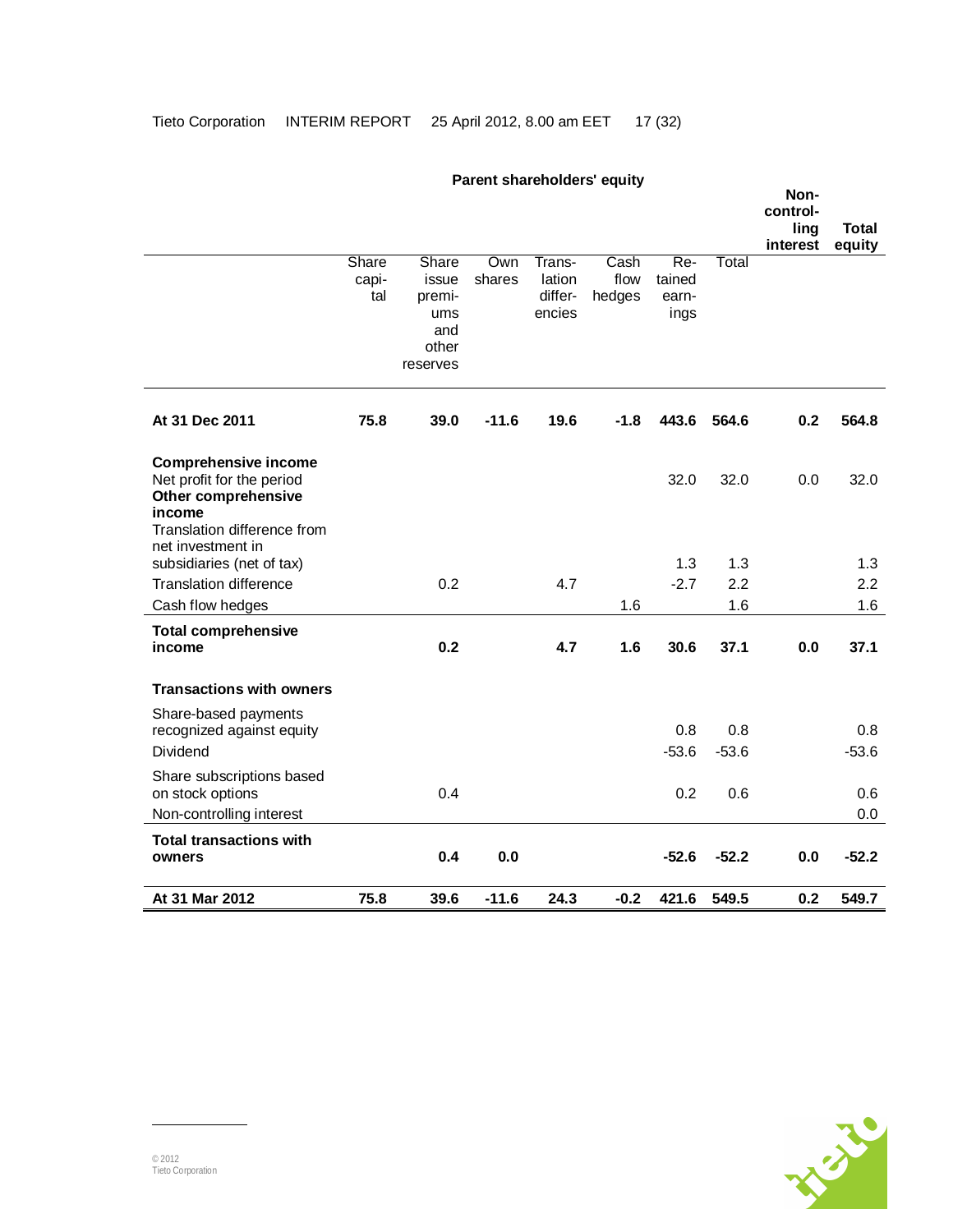| | Parent shareholders' equity | | | | | | | Non-controlling interest | Total equity |
|---|---|---|---|---|---|---|---|---|---|
| | Share capital | Share issue premiums and other reserves | Own shares | Translation differencies | Cash flow hedges | Retained earnings | Total | | |
| **At 31 Dec 2011** | **75.8** | **39.0** | **-11.6** | **19.6** | **-1.8** | **443.6** | **564.6** | **0.2** | **564.8** |
| **Comprehensive income** | | | | | | | | | |
| Net profit for the period | | | | | | 32.0 | 32.0 | 0.0 | 32.0 |
| **Other comprehensive income** | | | | | | | | | |
| Translation difference from net investment in subsidiaries (net of tax) | | | | | | 1.3 | 1.3 | | 1.3 |
| Translation difference | | 0.2 | | 4.7 | | -2.7 | 2.2 | | 2.2 |
| Cash flow hedges | | | | | 1.6 | | 1.6 | | 1.6 |
| **Total comprehensive income** | | **0.2** | | **4.7** | **1.6** | **30.6** | **37.1** | **0.0** | **37.1** |
| **Transactions with owners** | | | | | | | | | |
| Share-based payments recognized against equity | | | | | | 0.8 | 0.8 | | 0.8 |
| Dividend | | | | | | -53.6 | -53.6 | | -53.6 |
| Share subscriptions based on stock options | | 0.4 | | | | 0.2 | 0.6 | | 0.6 |
| Non-controlling interest | | | | | | | | | 0.0 |
| **Total transactions with owners** | | **0.4** | **0.0** | | | **-52.6** | **-52.2** | **0.0** | **-52.2** |
| **At 31 Mar 2012** | **75.8** | **39.6** | **-11.6** | **24.3** | **-0.2** | **421.6** | **549.5** | **0.2** | **549.7** |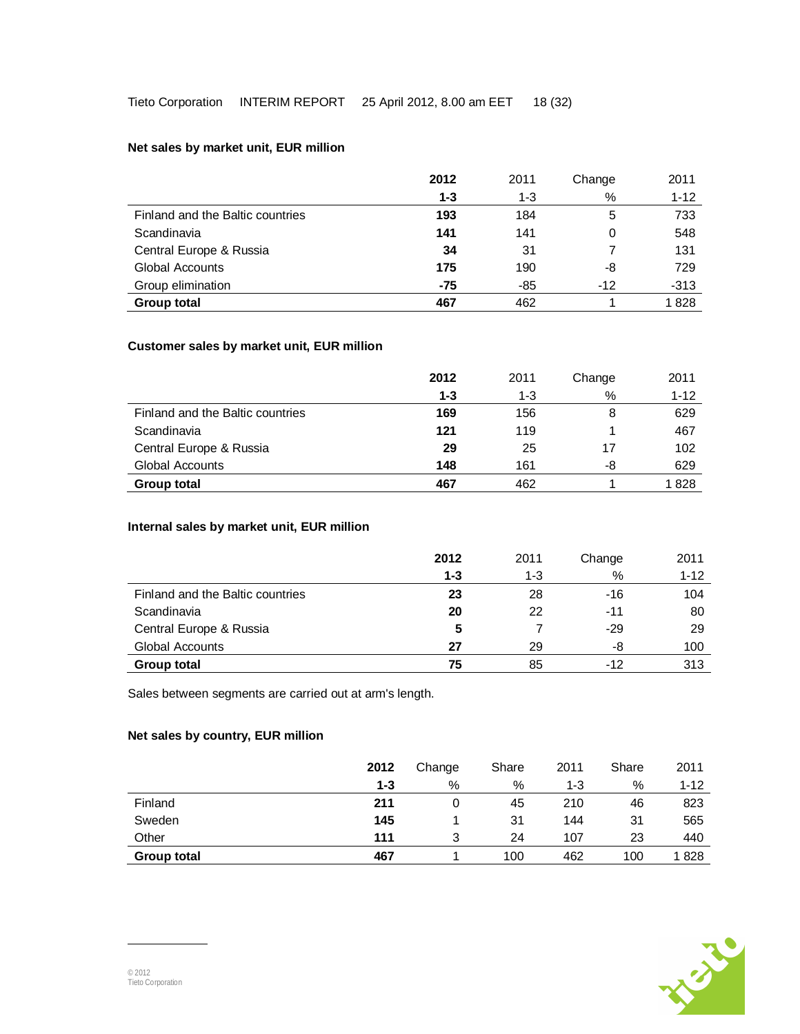**Net sales by market unit, EUR million**

| | 2012 | 2011 | Change | 2011 |
|---|---|---|---|---|
| | 1-3 | 1-3 | % | 1-12 |
| Finland and the Baltic countries | **193** | 184 | 5 | 733 |
| Scandinavia | **141** | 141 | 0 | 548 |
| Central Europe & Russia | **34** | 31 | 7 | 131 |
| Global Accounts | **175** | 190 | -8 | 729 |
| Group elimination | **-75** | -85 | -12 | -313 |
| **Group total** | **467** | 462 | 1 | 1 828 |

**Customer sales by market unit, EUR million**

| | 2012 | 2011 | Change | 2011 |
|---|---|---|---|---|
| | 1-3 | 1-3 | % | 1-12 |
| Finland and the Baltic countries | **169** | 156 | 8 | 629 |
| Scandinavia | **121** | 119 | 1 | 467 |
| Central Europe & Russia | **29** | 25 | 17 | 102 |
| Global Accounts | **148** | 161 | -8 | 629 |
| **Group total** | **467** | 462 | 1 | 1 828 |

**Internal sales by market unit, EUR million**

| | 2012 | 2011 | Change | 2011 |
|---|---|---|---|---|
| | 1-3 | 1-3 | % | 1-12 |
| Finland and the Baltic countries | **23** | 28 | -16 | 104 |
| Scandinavia | **20** | 22 | -11 | 80 |
| Central Europe & Russia | **5** | 7 | -29 | 29 |
| Global Accounts | **27** | 29 | -8 | 100 |
| **Group total** | **75** | 85 | -12 | 313 |

Sales between segments are carried out at arm's length.

**Net sales by country, EUR million**

| | 2012 | Change | Share | 2011 | Share | 2011 |
|---|---|---|---|---|---|---|
| | 1-3 | % | % | 1-3 | % | 1-12 |
| Finland | **211** | 0 | 45 | 210 | 46 | 823 |
| Sweden | **145** | 1 | 31 | 144 | 31 | 565 |
| Other | **111** | 3 | 24 | 107 | 23 | 440 |
| **Group total** | **467** | 1 | 100 | 462 | 100 | 1 828 |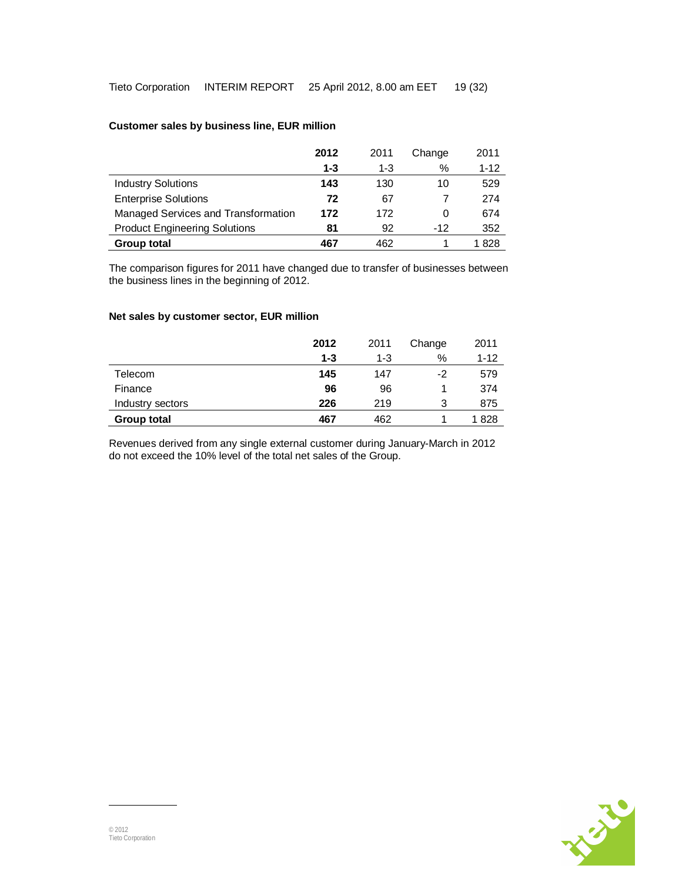**Customer sales by business line, EUR million**

| | **2012** | 2011 | Change | 2011 |
|---|---|---|---|---|
| | **1-3** | 1-3 | % | 1-12 |
| Industry Solutions | **143** | 130 | 10 | 529 |
| Enterprise Solutions | **72** | 67 | 7 | 274 |
| Managed Services and Transformation | **172** | 172 | 0 | 674 |
| Product Engineering Solutions | **81** | 92 | -12 | 352 |
| **Group total** | **467** | 462 | 1 | 1 828 |

The comparison figures for 2011 have changed due to transfer of businesses between the business lines in the beginning of 2012.

**Net sales by customer sector, EUR million**

| | **2012** | 2011 | Change | 2011 |
|---|---|---|---|---|
| | **1-3** | 1-3 | % | 1-12 |
| Telecom | **145** | 147 | -2 | 579 |
| Finance | **96** | 96 | 1 | 374 |
| Industry sectors | **226** | 219 | 3 | 875 |
| **Group total** | **467** | 462 | 1 | 1 828 |

Revenues derived from any single external customer during January-March in 2012 do not exceed the 10% level of the total net sales of the Group.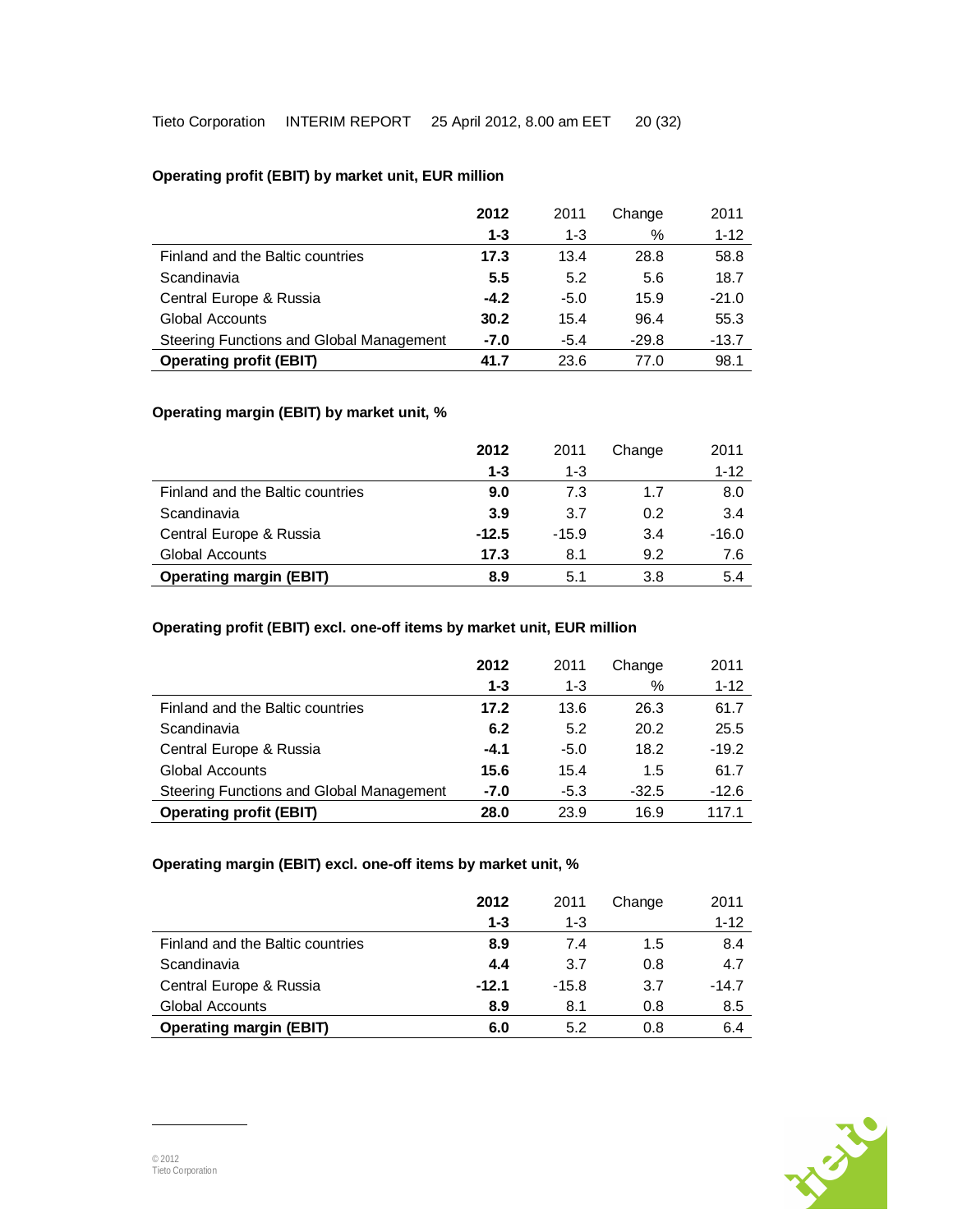**Operating profit (EBIT) by market unit, EUR million**

| | **2012** | 2011 | Change | 2011 |
|---|---|---|---|---|
| | **1-3** | 1-3 | % | 1-12 |
| Finland and the Baltic countries | **17.3** | 13.4 | 28.8 | 58.8 |
| Scandinavia | **5.5** | 5.2 | 5.6 | 18.7 |
| Central Europe & Russia | **-4.2** | -5.0 | 15.9 | -21.0 |
| Global Accounts | **30.2** | 15.4 | 96.4 | 55.3 |
| Steering Functions and Global Management | **-7.0** | -5.4 | -29.8 | -13.7 |
| **Operating profit (EBIT)** | **41.7** | 23.6 | 77.0 | 98.1 |

**Operating margin (EBIT) by market unit, %**

| | **2012** | 2011 | Change | 2011 |
|---|---|---|---|---|
| | **1-3** | 1-3 | | 1-12 |
| Finland and the Baltic countries | **9.0** | 7.3 | 1.7 | 8.0 |
| Scandinavia | **3.9** | 3.7 | 0.2 | 3.4 |
| Central Europe & Russia | **-12.5** | -15.9 | 3.4 | -16.0 |
| Global Accounts | **17.3** | 8.1 | 9.2 | 7.6 |
| **Operating margin (EBIT)** | **8.9** | 5.1 | 3.8 | 5.4 |

**Operating profit (EBIT) excl. one-off items by market unit, EUR million**

| | **2012** | 2011 | Change | 2011 |
|---|---|---|---|---|
| | **1-3** | 1-3 | % | 1-12 |
| Finland and the Baltic countries | **17.2** | 13.6 | 26.3 | 61.7 |
| Scandinavia | **6.2** | 5.2 | 20.2 | 25.5 |
| Central Europe & Russia | **-4.1** | -5.0 | 18.2 | -19.2 |
| Global Accounts | **15.6** | 15.4 | 1.5 | 61.7 |
| Steering Functions and Global Management | **-7.0** | -5.3 | -32.5 | -12.6 |
| **Operating profit (EBIT)** | **28.0** | 23.9 | 16.9 | 117.1 |

**Operating margin (EBIT) excl. one-off items by market unit, %**

| | **2012** | 2011 | Change | 2011 |
|---|---|---|---|---|
| | **1-3** | 1-3 | | 1-12 |
| Finland and the Baltic countries | **8.9** | 7.4 | 1.5 | 8.4 |
| Scandinavia | **4.4** | 3.7 | 0.8 | 4.7 |
| Central Europe & Russia | **-12.1** | -15.8 | 3.7 | -14.7 |
| Global Accounts | **8.9** | 8.1 | 0.8 | 8.5 |
| **Operating margin (EBIT)** | **6.0** | 5.2 | 0.8 | 6.4 |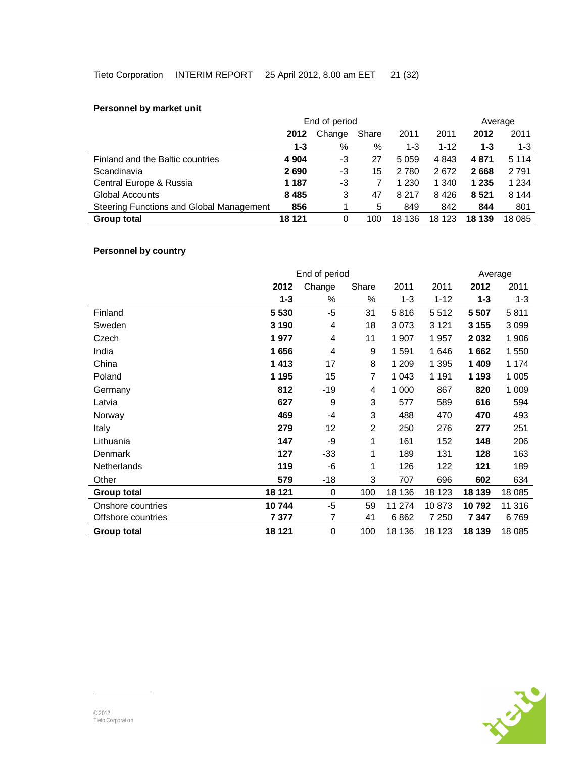**Personnel by market unit**

| | End of period | | | | | Average | |
|---|---|---|---|---|---|---|---|
| | **2012** | Change | Share | 2011 | 2011 | **2012** | 2011 |
| | **1-3** | % | % | 1-3 | 1-12 | **1-3** | 1-3 |
| Finland and the Baltic countries | **4 904** | -3 | 27 | 5 059 | 4 843 | **4 871** | 5 114 |
| Scandinavia | **2 690** | -3 | 15 | 2 780 | 2 672 | **2 668** | 2 791 |
| Central Europe & Russia | **1 187** | -3 | 7 | 1 230 | 1 340 | **1 235** | 1 234 |
| Global Accounts | **8 485** | 3 | 47 | 8 217 | 8 426 | **8 521** | 8 144 |
| Steering Functions and Global Management | **856** | 1 | 5 | 849 | 842 | **844** | 801 |
| **Group total** | **18 121** | 0 | 100 | 18 136 | 18 123 | **18 139** | 18 085 |

**Personnel by country**

| | End of period | | | | | Average | |
|---|---|---|---|---|---|---|---|
| | **2012** | Change | Share | 2011 | 2011 | **2012** | 2011 |
| | **1-3** | % | % | 1-3 | 1-12 | **1-3** | 1-3 |
| Finland | **5 530** | -5 | 31 | 5 816 | 5 512 | **5 507** | 5 811 |
| Sweden | **3 190** | 4 | 18 | 3 073 | 3 121 | **3 155** | 3 099 |
| Czech | **1 977** | 4 | 11 | 1 907 | 1 957 | **2 032** | 1 906 |
| India | **1 656** | 4 | 9 | 1 591 | 1 646 | **1 662** | 1 550 |
| China | **1 413** | 17 | 8 | 1 209 | 1 395 | **1 409** | 1 174 |
| Poland | **1 195** | 15 | 7 | 1 043 | 1 191 | **1 193** | 1 005 |
| Germany | **812** | -19 | 4 | 1 000 | 867 | **820** | 1 009 |
| Latvia | **627** | 9 | 3 | 577 | 589 | **616** | 594 |
| Norway | **469** | -4 | 3 | 488 | 470 | **470** | 493 |
| Italy | **279** | 12 | 2 | 250 | 276 | **277** | 251 |
| Lithuania | **147** | -9 | 1 | 161 | 152 | **148** | 206 |
| Denmark | **127** | -33 | 1 | 189 | 131 | **128** | 163 |
| Netherlands | **119** | -6 | 1 | 126 | 122 | **121** | 189 |
| Other | **579** | -18 | 3 | 707 | 696 | **602** | 634 |
| **Group total** | **18 121** | 0 | 100 | 18 136 | 18 123 | **18 139** | 18 085 |
| Onshore countries | **10 744** | -5 | 59 | 11 274 | 10 873 | **10 792** | 11 316 |
| Offshore countries | **7 377** | 7 | 41 | 6 862 | 7 250 | **7 347** | 6 769 |
| **Group total** | **18 121** | 0 | 100 | 18 136 | 18 123 | **18 139** | 18 085 |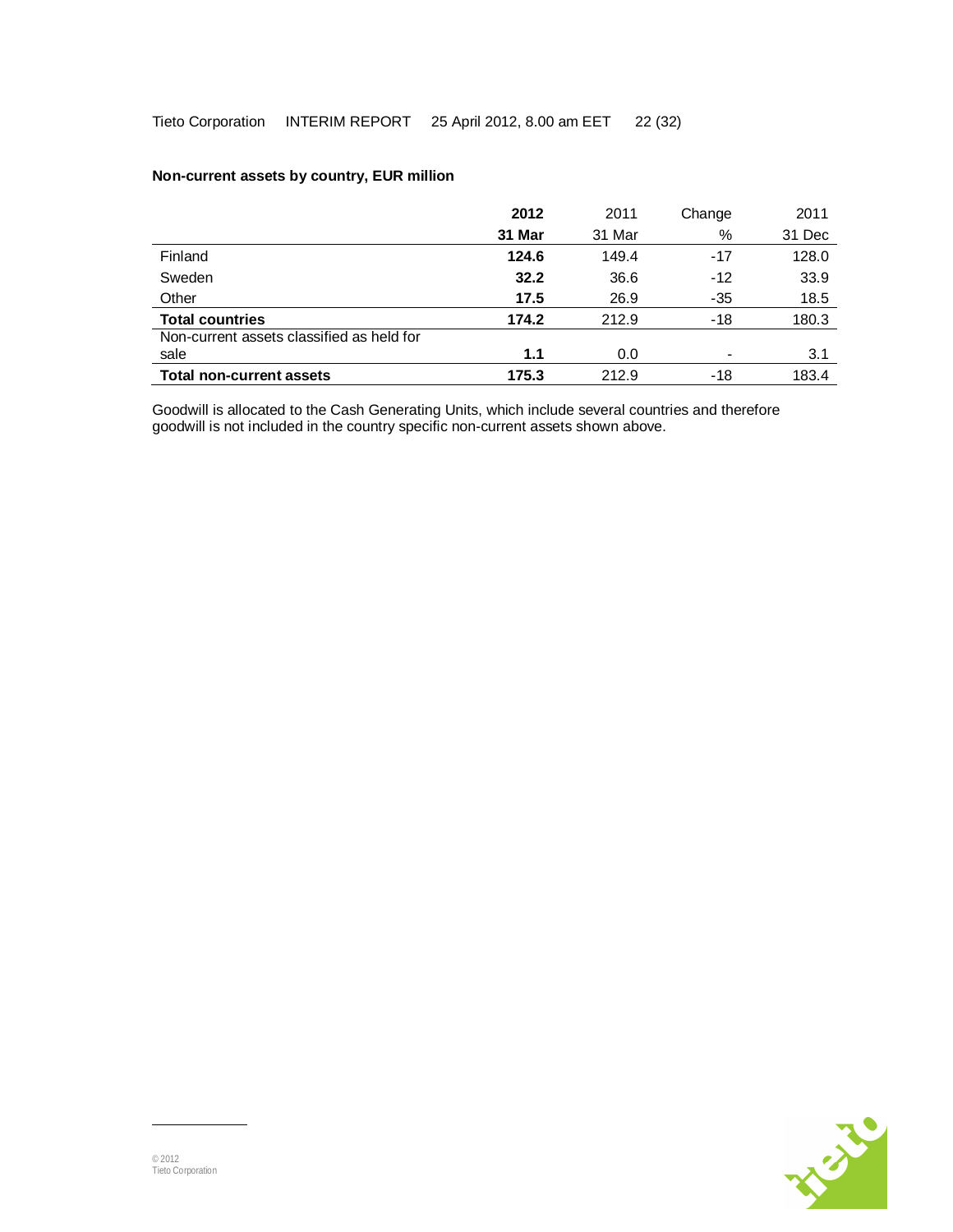**Non-current assets by country, EUR million**

| | **2012 31 Mar** | 2011 31 Mar | Change % | 2011 31 Dec |
|---|---|---|---|---|
| Finland | **124.6** | 149.4 | -17 | 128.0 |
| Sweden | **32.2** | 36.6 | -12 | 33.9 |
| Other | **17.5** | 26.9 | -35 | 18.5 |
| **Total countries** | **174.2** | 212.9 | -18 | 180.3 |
| Non-current assets classified as held for sale | **1.1** | 0.0 | - | 3.1 |
| **Total non-current assets** | **175.3** | 212.9 | -18 | 183.4 |

Goodwill is allocated to the Cash Generating Units, which include several countries and therefore goodwill is not included in the country specific non-current assets shown above.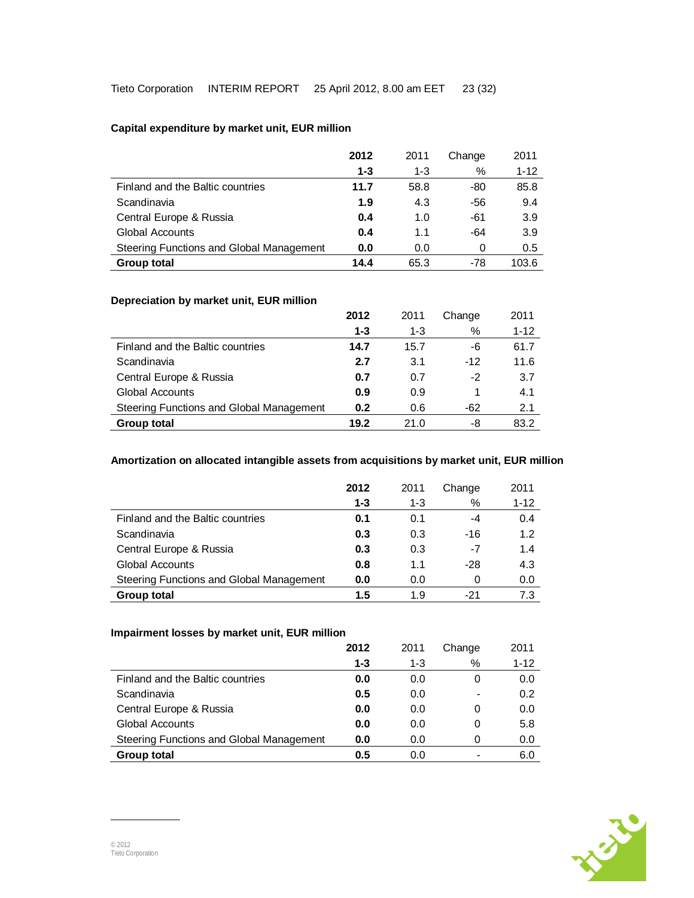**Capital expenditure by market unit, EUR million**

| | **2012** | 2011 | Change | 2011 |
|---|---|---|---|---|
| | **1-3** | 1-3 | % | 1-12 |
| Finland and the Baltic countries | **11.7** | 58.8 | -80 | 85.8 |
| Scandinavia | **1.9** | 4.3 | -56 | 9.4 |
| Central Europe & Russia | **0.4** | 1.0 | -61 | 3.9 |
| Global Accounts | **0.4** | 1.1 | -64 | 3.9 |
| Steering Functions and Global Management | **0.0** | 0.0 | 0 | 0.5 |
| **Group total** | **14.4** | 65.3 | -78 | 103.6 |

**Depreciation by market unit, EUR million**

| | **2012** | 2011 | Change | 2011 |
|---|---|---|---|---|
| | **1-3** | 1-3 | % | 1-12 |
| Finland and the Baltic countries | **14.7** | 15.7 | -6 | 61.7 |
| Scandinavia | **2.7** | 3.1 | -12 | 11.6 |
| Central Europe & Russia | **0.7** | 0.7 | -2 | 3.7 |
| Global Accounts | **0.9** | 0.9 | 1 | 4.1 |
| Steering Functions and Global Management | **0.2** | 0.6 | -62 | 2.1 |
| **Group total** | **19.2** | 21.0 | -8 | 83.2 |

**Amortization on allocated intangible assets from acquisitions by market unit, EUR million**

| | **2012** | 2011 | Change | 2011 |
|---|---|---|---|---|
| | **1-3** | 1-3 | % | 1-12 |
| Finland and the Baltic countries | **0.1** | 0.1 | -4 | 0.4 |
| Scandinavia | **0.3** | 0.3 | -16 | 1.2 |
| Central Europe & Russia | **0.3** | 0.3 | -7 | 1.4 |
| Global Accounts | **0.8** | 1.1 | -28 | 4.3 |
| Steering Functions and Global Management | **0.0** | 0.0 | 0 | 0.0 |
| **Group total** | **1.5** | 1.9 | -21 | 7.3 |

**Impairment losses by market unit, EUR million**

| | **2012** | 2011 | Change | 2011 |
|---|---|---|---|---|
| | **1-3** | 1-3 | % | 1-12 |
| Finland and the Baltic countries | **0.0** | 0.0 | 0 | 0.0 |
| Scandinavia | **0.5** | 0.0 | - | 0.2 |
| Central Europe & Russia | **0.0** | 0.0 | 0 | 0.0 |
| Global Accounts | **0.0** | 0.0 | 0 | 5.8 |
| Steering Functions and Global Management | **0.0** | 0.0 | 0 | 0.0 |
| **Group total** | **0.5** | 0.0 | - | 6.0 |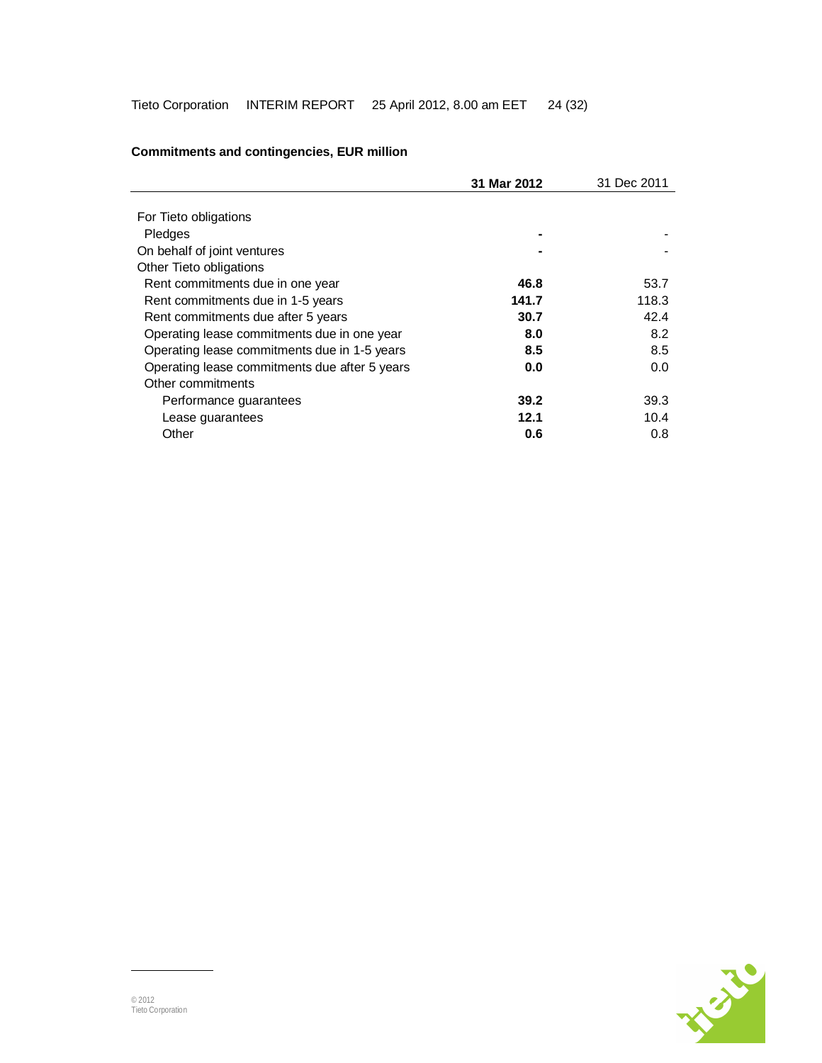**Commitments and contingencies, EUR million**

| | **31 Mar 2012** | 31 Dec 2011 |
|---|---|---|
| For Tieto obligations | | |
| Pledges | **-** | - |
| On behalf of joint ventures | **-** | - |
| Other Tieto obligations | | |
| Rent commitments due in one year | **46.8** | 53.7 |
| Rent commitments due in 1-5 years | **141.7** | 118.3 |
| Rent commitments due after 5 years | **30.7** | 42.4 |
| Operating lease commitments due in one year | **8.0** | 8.2 |
| Operating lease commitments due in 1-5 years | **8.5** | 8.5 |
| Operating lease commitments due after 5 years | **0.0** | 0.0 |
| Other commitments | | |
| Performance guarantees | **39.2** | 39.3 |
| Lease guarantees | **12.1** | 10.4 |
| Other | **0.6** | 0.8 |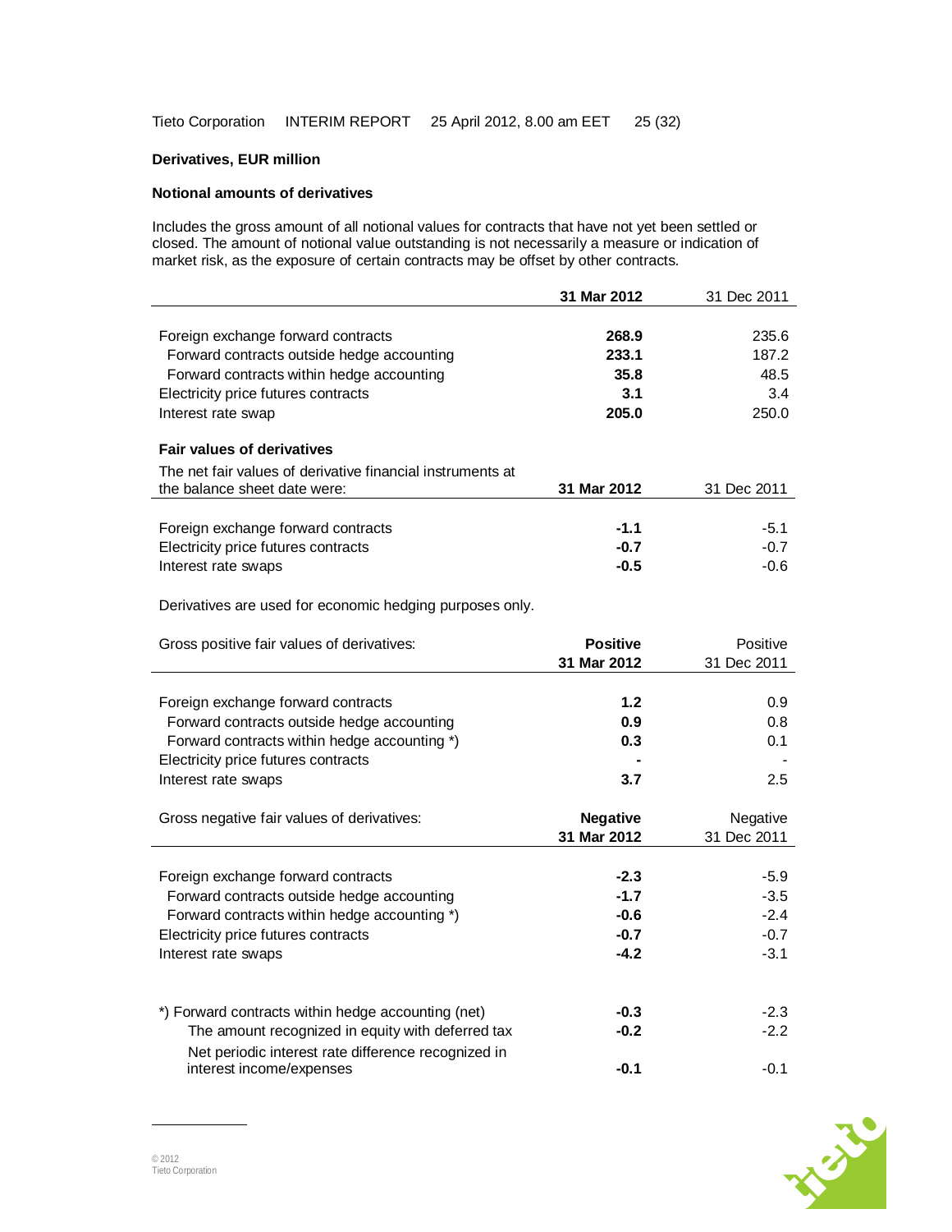## Derivatives, EUR million

### Notional amounts of derivatives

Includes the gross amount of all notional values for contracts that have not yet been settled or closed. The amount of notional value outstanding is not necessarily a measure or indication of market risk, as the exposure of certain contracts may be offset by other contracts.

| | **31 Mar 2012** | 31 Dec 2011 |
|---|---|---|
| Foreign exchange forward contracts | **268.9** | 235.6 |
| Forward contracts outside hedge accounting | **233.1** | 187.2 |
| Forward contracts within hedge accounting | **35.8** | 48.5 |
| Electricity price futures contracts | **3.1** | 3.4 |
| Interest rate swap | **205.0** | 250.0 |

### Fair values of derivatives

| The net fair values of derivative financial instruments at the balance sheet date were: | **31 Mar 2012** | 31 Dec 2011 |
|---|---|---|
| Foreign exchange forward contracts | **-1.1** | -5.1 |
| Electricity price futures contracts | **-0.7** | -0.7 |
| Interest rate swaps | **-0.5** | -0.6 |

Derivatives are used for economic hedging purposes only.

| Gross positive fair values of derivatives: | **Positive 31 Mar 2012** | Positive 31 Dec 2011 |
|---|---|---|
| Foreign exchange forward contracts | **1.2** | 0.9 |
| Forward contracts outside hedge accounting | **0.9** | 0.8 |
| Forward contracts within hedge accounting *) | **0.3** | 0.1 |
| Electricity price futures contracts | **-** | - |
| Interest rate swaps | **3.7** | 2.5 |

| Gross negative fair values of derivatives: | **Negative 31 Mar 2012** | Negative 31 Dec 2011 |
|---|---|---|
| Foreign exchange forward contracts | **-2.3** | -5.9 |
| Forward contracts outside hedge accounting | **-1.7** | -3.5 |
| Forward contracts within hedge accounting *) | **-0.6** | -2.4 |
| Electricity price futures contracts | **-0.7** | -0.7 |
| Interest rate swaps | **-4.2** | -3.1 |

| | | |
|---|---|---|
| *) Forward contracts within hedge accounting (net) | **-0.3** | -2.3 |
| The amount recognized in equity with deferred tax | **-0.2** | -2.2 |
| Net periodic interest rate difference recognized in interest income/expenses | **-0.1** | -0.1 |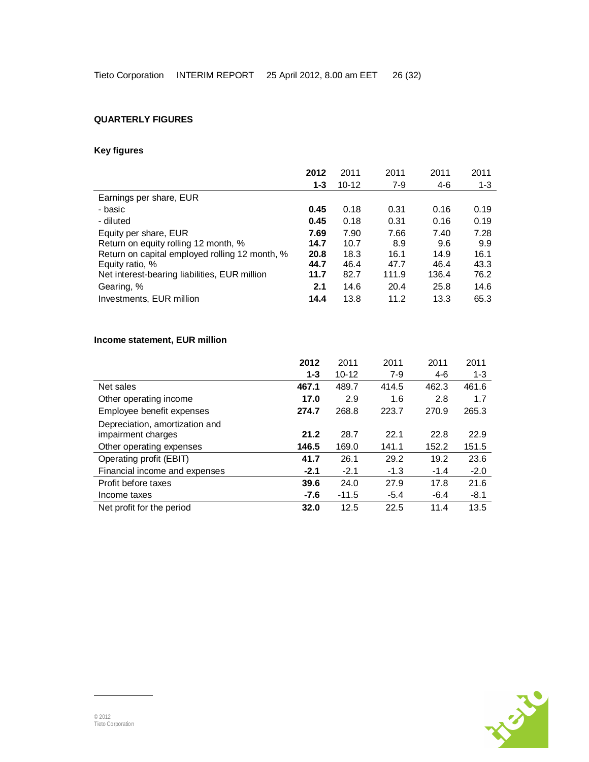## QUARTERLY FIGURES

### Key figures

| | **2012** | 2011 | 2011 | 2011 | 2011 |
|---|---|---|---|---|---|
| | **1-3** | 10-12 | 7-9 | 4-6 | 1-3 |
| Earnings per share, EUR | | | | | |
| - basic | **0.45** | 0.18 | 0.31 | 0.16 | 0.19 |
| - diluted | **0.45** | 0.18 | 0.31 | 0.16 | 0.19 |
| Equity per share, EUR | **7.69** | 7.90 | 7.66 | 7.40 | 7.28 |
| Return on equity rolling 12 month, % | **14.7** | 10.7 | 8.9 | 9.6 | 9.9 |
| Return on capital employed rolling 12 month, % | **20.8** | 18.3 | 16.1 | 14.9 | 16.1 |
| Equity ratio, % | **44.7** | 46.4 | 47.7 | 46.4 | 43.3 |
| Net interest-bearing liabilities, EUR million | **11.7** | 82.7 | 111.9 | 136.4 | 76.2 |
| Gearing, % | **2.1** | 14.6 | 20.4 | 25.8 | 14.6 |
| Investments, EUR million | **14.4** | 13.8 | 11.2 | 13.3 | 65.3 |

### Income statement, EUR million

| | **2012** | 2011 | 2011 | 2011 | 2011 |
|---|---|---|---|---|---|
| | **1-3** | 10-12 | 7-9 | 4-6 | 1-3 |
| Net sales | **467.1** | 489.7 | 414.5 | 462.3 | 461.6 |
| Other operating income | **17.0** | 2.9 | 1.6 | 2.8 | 1.7 |
| Employee benefit expenses | **274.7** | 268.8 | 223.7 | 270.9 | 265.3 |
| Depreciation, amortization and impairment charges | **21.2** | 28.7 | 22.1 | 22.8 | 22.9 |
| Other operating expenses | **146.5** | 169.0 | 141.1 | 152.2 | 151.5 |
| Operating profit (EBIT) | **41.7** | 26.1 | 29.2 | 19.2 | 23.6 |
| Financial income and expenses | **-2.1** | -2.1 | -1.3 | -1.4 | -2.0 |
| Profit before taxes | **39.6** | 24.0 | 27.9 | 17.8 | 21.6 |
| Income taxes | **-7.6** | -11.5 | -5.4 | -6.4 | -8.1 |
| Net profit for the period | **32.0** | 12.5 | 22.5 | 11.4 | 13.5 |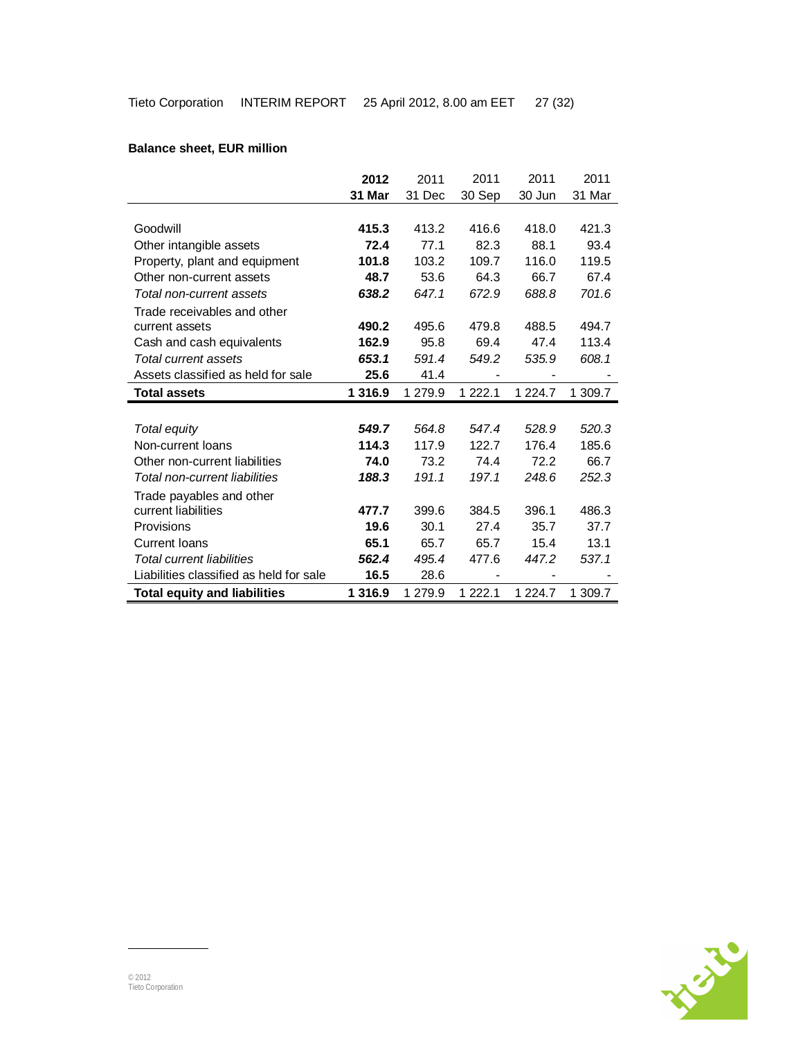**Balance sheet, EUR million**

| | **2012 31 Mar** | 2011 31 Dec | 2011 30 Sep | 2011 30 Jun | 2011 31 Mar |
|---|---|---|---|---|---|
| Goodwill | **415.3** | 413.2 | 416.6 | 418.0 | 421.3 |
| Other intangible assets | **72.4** | 77.1 | 82.3 | 88.1 | 93.4 |
| Property, plant and equipment | **101.8** | 103.2 | 109.7 | 116.0 | 119.5 |
| Other non-current assets | **48.7** | 53.6 | 64.3 | 66.7 | 67.4 |
| *Total non-current assets* | ***638.2*** | *647.1* | *672.9* | *688.8* | *701.6* |
| Trade receivables and other current assets | **490.2** | 495.6 | 479.8 | 488.5 | 494.7 |
| Cash and cash equivalents | **162.9** | 95.8 | 69.4 | 47.4 | 113.4 |
| *Total current assets* | ***653.1*** | *591.4* | *549.2* | *535.9* | *608.1* |
| Assets classified as held for sale | **25.6** | 41.4 | - | - | - |
| **Total assets** | **1 316.9** | 1 279.9 | 1 222.1 | 1 224.7 | 1 309.7 |
| | | | | | |
| *Total equity* | ***549.7*** | *564.8* | *547.4* | *528.9* | *520.3* |
| Non-current loans | **114.3** | 117.9 | 122.7 | 176.4 | 185.6 |
| Other non-current liabilities | **74.0** | 73.2 | 74.4 | 72.2 | 66.7 |
| *Total non-current liabilities* | ***188.3*** | *191.1* | *197.1* | *248.6* | *252.3* |
| Trade payables and other current liabilities | **477.7** | 399.6 | 384.5 | 396.1 | 486.3 |
| Provisions | **19.6** | 30.1 | 27.4 | 35.7 | 37.7 |
| Current loans | **65.1** | 65.7 | 65.7 | 15.4 | 13.1 |
| *Total current liabilities* | ***562.4*** | *495.4* | *477.6* | *447.2* | *537.1* |
| Liabilities classified as held for sale | **16.5** | 28.6 | - | - | - |
| **Total equity and liabilities** | **1 316.9** | 1 279.9 | 1 222.1 | 1 224.7 | 1 309.7 |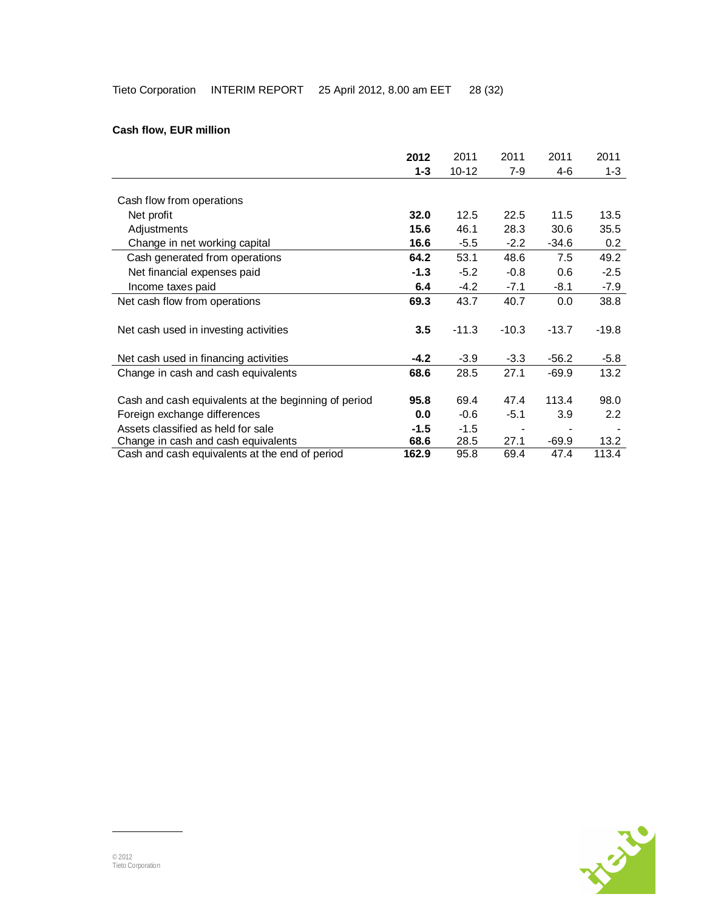### Cash flow, EUR million

| | **2012 1-3** | 2011 10-12 | 2011 7-9 | 2011 4-6 | 2011 1-3 |
|---|---|---|---|---|---|
| Cash flow from operations | | | | | |
| Net profit | **32.0** | 12.5 | 22.5 | 11.5 | 13.5 |
| Adjustments | **15.6** | 46.1 | 28.3 | 30.6 | 35.5 |
| Change in net working capital | **16.6** | -5.5 | -2.2 | -34.6 | 0.2 |
| Cash generated from operations | **64.2** | 53.1 | 48.6 | 7.5 | 49.2 |
| Net financial expenses paid | **-1.3** | -5.2 | -0.8 | 0.6 | -2.5 |
| Income taxes paid | **6.4** | -4.2 | -7.1 | -8.1 | -7.9 |
| Net cash flow from operations | **69.3** | 43.7 | 40.7 | 0.0 | 38.8 |
| Net cash used in investing activities | **3.5** | -11.3 | -10.3 | -13.7 | -19.8 |
| Net cash used in financing activities | **-4.2** | -3.9 | -3.3 | -56.2 | -5.8 |
| Change in cash and cash equivalents | **68.6** | 28.5 | 27.1 | -69.9 | 13.2 |
| Cash and cash equivalents at the beginning of period | **95.8** | 69.4 | 47.4 | 113.4 | 98.0 |
| Foreign exchange differences | **0.0** | -0.6 | -5.1 | 3.9 | 2.2 |
| Assets classified as held for sale | **-1.5** | -1.5 | - | - | - |
| Change in cash and cash equivalents | **68.6** | 28.5 | 27.1 | -69.9 | 13.2 |
| Cash and cash equivalents at the end of period | **162.9** | 95.8 | 69.4 | 47.4 | 113.4 |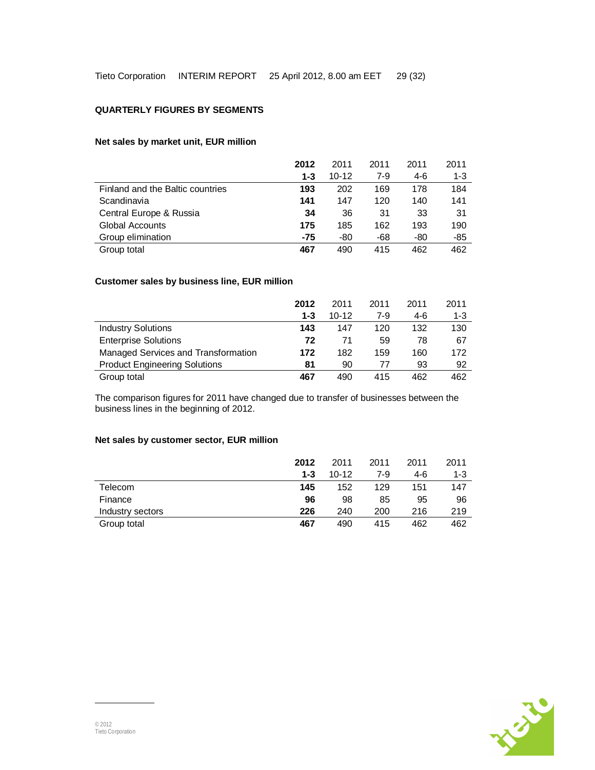## QUARTERLY FIGURES BY SEGMENTS

### Net sales by market unit, EUR million

| | **2012 1-3** | 2011 10-12 | 2011 7-9 | 2011 4-6 | 2011 1-3 |
|---|---|---|---|---|---|
| Finland and the Baltic countries | **193** | 202 | 169 | 178 | 184 |
| Scandinavia | **141** | 147 | 120 | 140 | 141 |
| Central Europe & Russia | **34** | 36 | 31 | 33 | 31 |
| Global Accounts | **175** | 185 | 162 | 193 | 190 |
| Group elimination | **-75** | -80 | -68 | -80 | -85 |
| Group total | **467** | 490 | 415 | 462 | 462 |

### Customer sales by business line, EUR million

| | **2012 1-3** | 2011 10-12 | 2011 7-9 | 2011 4-6 | 2011 1-3 |
|---|---|---|---|---|---|
| Industry Solutions | **143** | 147 | 120 | 132 | 130 |
| Enterprise Solutions | **72** | 71 | 59 | 78 | 67 |
| Managed Services and Transformation | **172** | 182 | 159 | 160 | 172 |
| Product Engineering Solutions | **81** | 90 | 77 | 93 | 92 |
| Group total | **467** | 490 | 415 | 462 | 462 |

The comparison figures for 2011 have changed due to transfer of businesses between the business lines in the beginning of 2012.

### Net sales by customer sector, EUR million

| | **2012 1-3** | 2011 10-12 | 2011 7-9 | 2011 4-6 | 2011 1-3 |
|---|---|---|---|---|---|
| Telecom | **145** | 152 | 129 | 151 | 147 |
| Finance | **96** | 98 | 85 | 95 | 96 |
| Industry sectors | **226** | 240 | 200 | 216 | 219 |
| Group total | **467** | 490 | 415 | 462 | 462 |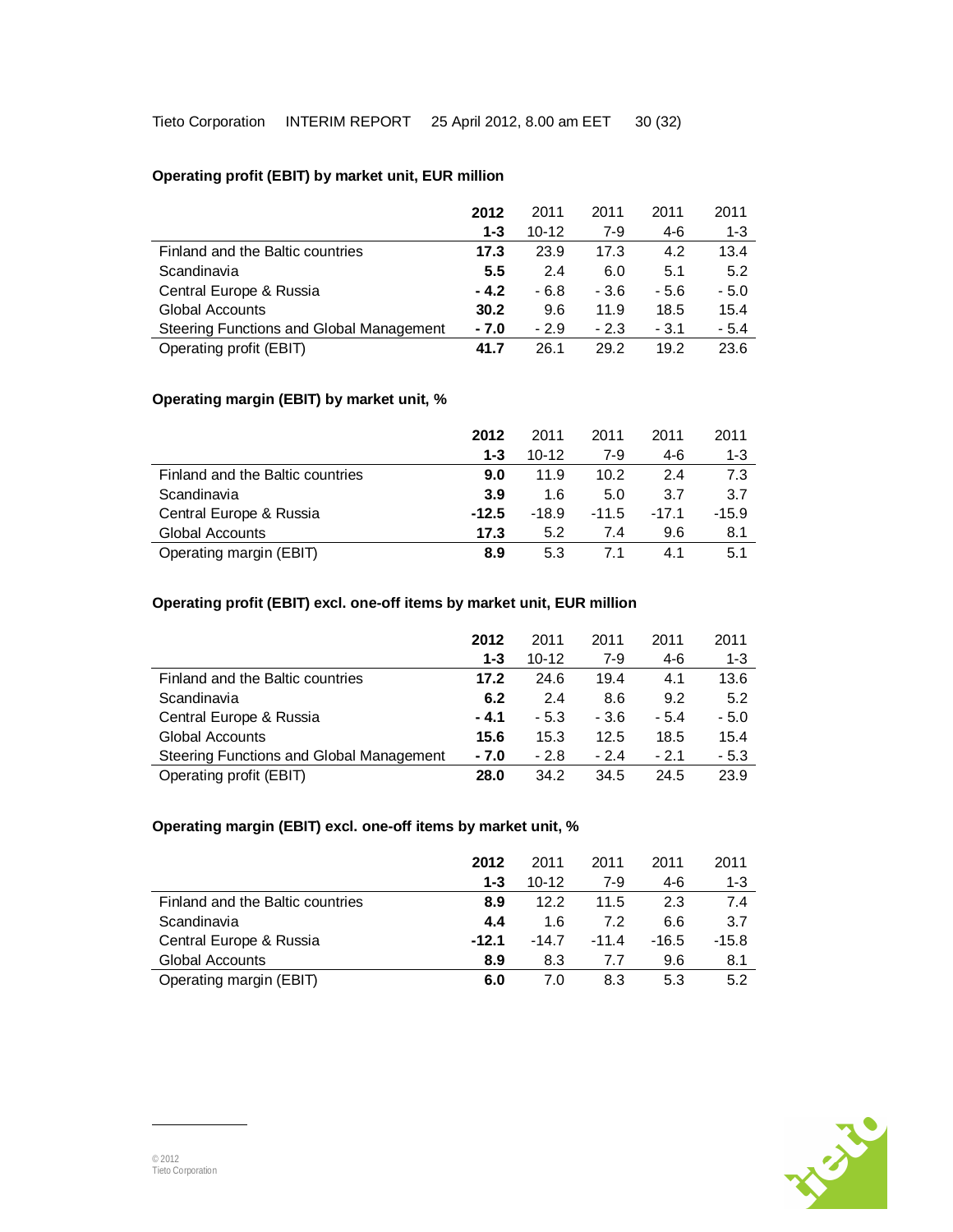**Operating profit (EBIT) by market unit, EUR million**

| | 2012 | 2011 | 2011 | 2011 | 2011 |
|---|---|---|---|---|---|
| | 1-3 | 10-12 | 7-9 | 4-6 | 1-3 |
| Finland and the Baltic countries | 17.3 | 23.9 | 17.3 | 4.2 | 13.4 |
| Scandinavia | 5.5 | 2.4 | 6.0 | 5.1 | 5.2 |
| Central Europe & Russia | - 4.2 | - 6.8 | - 3.6 | - 5.6 | - 5.0 |
| Global Accounts | 30.2 | 9.6 | 11.9 | 18.5 | 15.4 |
| Steering Functions and Global Management | - 7.0 | - 2.9 | - 2.3 | - 3.1 | - 5.4 |
| Operating profit (EBIT) | 41.7 | 26.1 | 29.2 | 19.2 | 23.6 |

**Operating margin (EBIT) by market unit, %**

| | 2012 | 2011 | 2011 | 2011 | 2011 |
|---|---|---|---|---|---|
| | 1-3 | 10-12 | 7-9 | 4-6 | 1-3 |
| Finland and the Baltic countries | 9.0 | 11.9 | 10.2 | 2.4 | 7.3 |
| Scandinavia | 3.9 | 1.6 | 5.0 | 3.7 | 3.7 |
| Central Europe & Russia | -12.5 | -18.9 | -11.5 | -17.1 | -15.9 |
| Global Accounts | 17.3 | 5.2 | 7.4 | 9.6 | 8.1 |
| Operating margin (EBIT) | 8.9 | 5.3 | 7.1 | 4.1 | 5.1 |

**Operating profit (EBIT) excl. one-off items by market unit, EUR million**

| | 2012 | 2011 | 2011 | 2011 | 2011 |
|---|---|---|---|---|---|
| | 1-3 | 10-12 | 7-9 | 4-6 | 1-3 |
| Finland and the Baltic countries | 17.2 | 24.6 | 19.4 | 4.1 | 13.6 |
| Scandinavia | 6.2 | 2.4 | 8.6 | 9.2 | 5.2 |
| Central Europe & Russia | - 4.1 | - 5.3 | - 3.6 | - 5.4 | - 5.0 |
| Global Accounts | 15.6 | 15.3 | 12.5 | 18.5 | 15.4 |
| Steering Functions and Global Management | - 7.0 | - 2.8 | - 2.4 | - 2.1 | - 5.3 |
| Operating profit (EBIT) | 28.0 | 34.2 | 34.5 | 24.5 | 23.9 |

**Operating margin (EBIT) excl. one-off items by market unit, %**

| | 2012 | 2011 | 2011 | 2011 | 2011 |
|---|---|---|---|---|---|
| | 1-3 | 10-12 | 7-9 | 4-6 | 1-3 |
| Finland and the Baltic countries | 8.9 | 12.2 | 11.5 | 2.3 | 7.4 |
| Scandinavia | 4.4 | 1.6 | 7.2 | 6.6 | 3.7 |
| Central Europe & Russia | -12.1 | -14.7 | -11.4 | -16.5 | -15.8 |
| Global Accounts | 8.9 | 8.3 | 7.7 | 9.6 | 8.1 |
| Operating margin (EBIT) | 6.0 | 7.0 | 8.3 | 5.3 | 5.2 |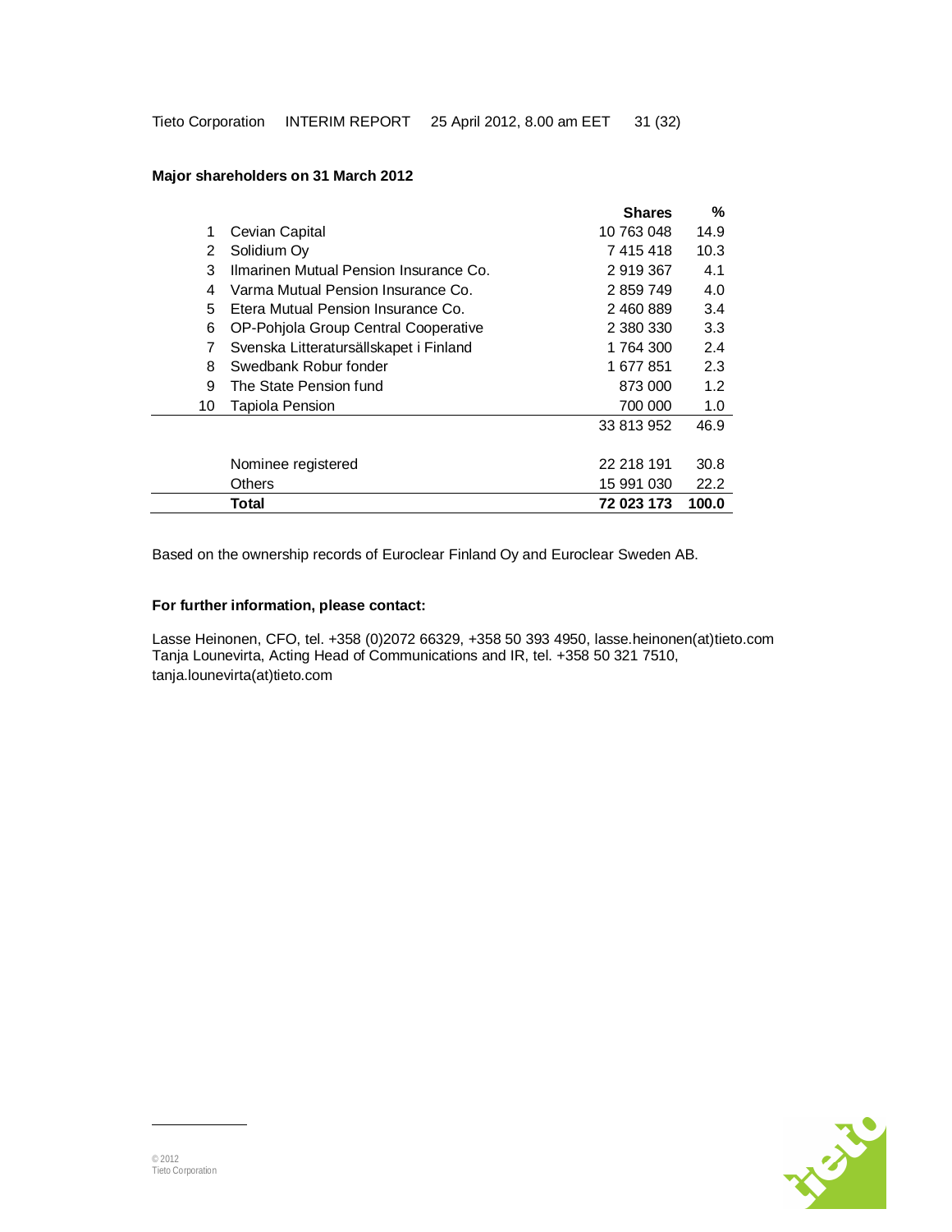**Major shareholders on 31 March 2012**

| | | Shares | % |
|---|---|---|---|
| 1 | Cevian Capital | 10 763 048 | 14.9 |
| 2 | Solidium Oy | 7 415 418 | 10.3 |
| 3 | Ilmarinen Mutual Pension Insurance Co. | 2 919 367 | 4.1 |
| 4 | Varma Mutual Pension Insurance Co. | 2 859 749 | 4.0 |
| 5 | Etera Mutual Pension Insurance Co. | 2 460 889 | 3.4 |
| 6 | OP-Pohjola Group Central Cooperative | 2 380 330 | 3.3 |
| 7 | Svenska Litteratursällskapet i Finland | 1 764 300 | 2.4 |
| 8 | Swedbank Robur fonder | 1 677 851 | 2.3 |
| 9 | The State Pension fund | 873 000 | 1.2 |
| 10 | Tapiola Pension | 700 000 | 1.0 |
| | | 33 813 952 | 46.9 |
| | Nominee registered | 22 218 191 | 30.8 |
| | Others | 15 991 030 | 22.2 |
| | **Total** | **72 023 173** | **100.0** |

Based on the ownership records of Euroclear Finland Oy and Euroclear Sweden AB.

**For further information, please contact:**

Lasse Heinonen, CFO, tel. +358 (0)2072 66329, +358 50 393 4950, lasse.heinonen(at)tieto.com
Tanja Lounevirta, Acting Head of Communications and IR, tel. +358 50 321 7510, tanja.lounevirta(at)tieto.com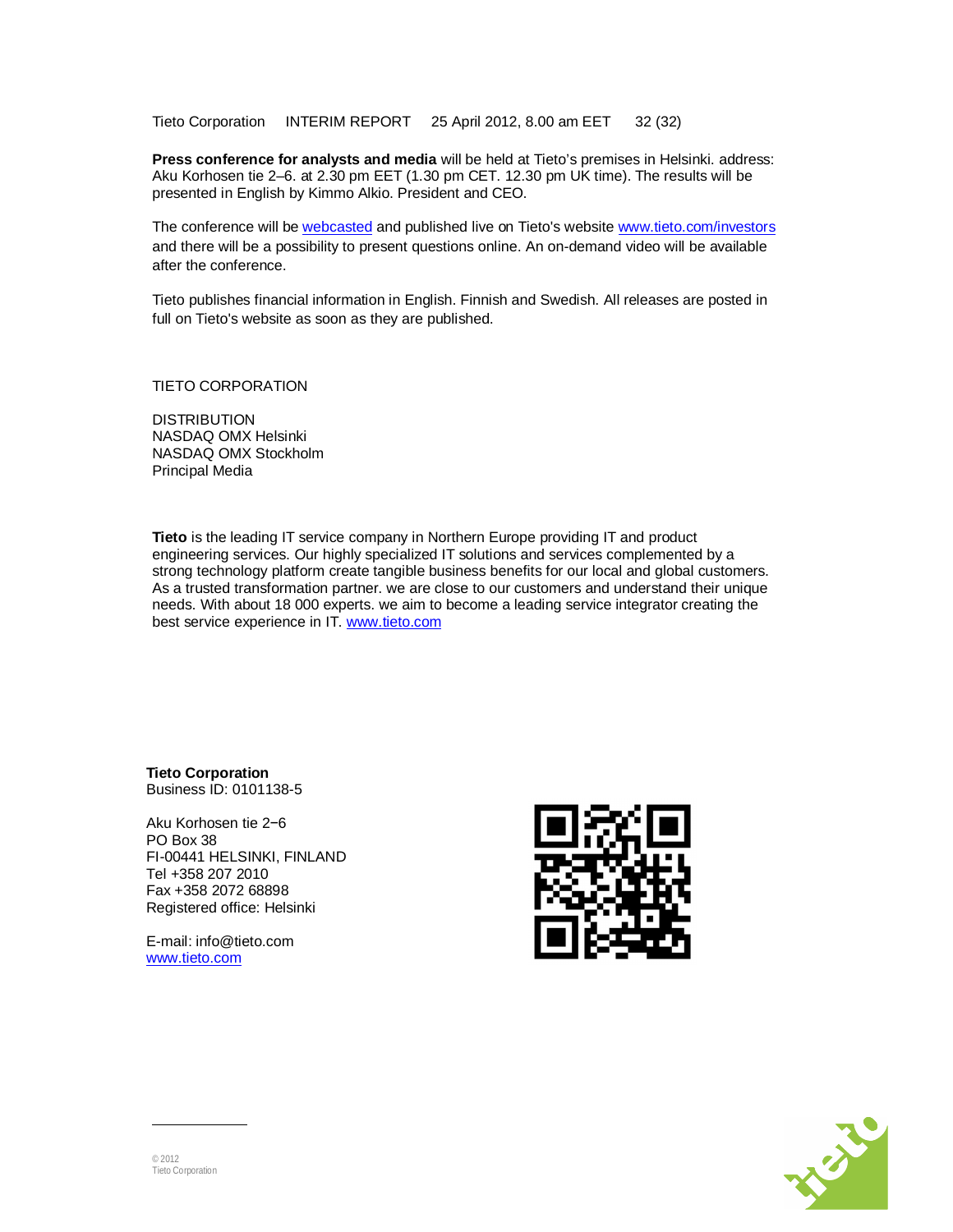**Press conference for analysts and media** will be held at Tieto's premises in Helsinki. address: Aku Korhosen tie 2–6. at 2.30 pm EET (1.30 pm CET. 12.30 pm UK time). The results will be presented in English by Kimmo Alkio. President and CEO.

The conference will be webcasted and published live on Tieto's website www.tieto.com/investors and there will be a possibility to present questions online. An on-demand video will be available after the conference.

Tieto publishes financial information in English. Finnish and Swedish. All releases are posted in full on Tieto's website as soon as they are published.

TIETO CORPORATION

DISTRIBUTION
NASDAQ OMX Helsinki
NASDAQ OMX Stockholm
Principal Media

**Tieto** is the leading IT service company in Northern Europe providing IT and product engineering services. Our highly specialized IT solutions and services complemented by a strong technology platform create tangible business benefits for our local and global customers. As a trusted transformation partner. we are close to our customers and understand their unique needs. With about 18 000 experts. we aim to become a leading service integrator creating the best service experience in IT. www.tieto.com

**Tieto Corporation**
Business ID: 0101138-5

Aku Korhosen tie 2−6
PO Box 38
FI-00441 HELSINKI, FINLAND
Tel +358 207 2010
Fax +358 2072 68898
Registered office: Helsinki

E-mail: info@tieto.com
www.tieto.com

© 2012
Tieto Corporation